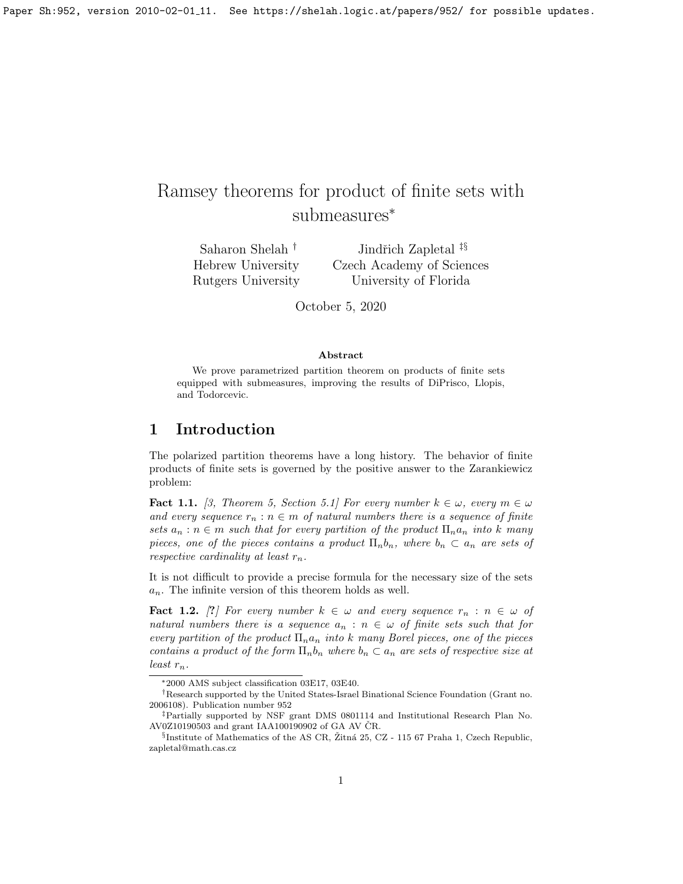# Ramsey theorems for product of finite sets with submeasures*

Saharon Shelah † — Hebrew University, Rutgers University

Jindřich Zapletal ‡§ — Czech Academy of Sciences, University of Florida

October 5, 2020

### Abstract

We prove parametrized partition theorem on products of finite sets equipped with submeasures, improving the results of DiPrisco, Llopis, and Todorcevic.

## 1 Introduction

The polarized partition theorems have a long history. The behavior of finite products of finite sets is governed by the positive answer to the Zarankiewicz problem:

**Fact 1.1.** *[3, Theorem 5, Section 5.1] For every number $k \in \omega$, every $m \in \omega$ and every sequence $r_n : n \in m$ of natural numbers there is a sequence of finite sets $a_n : n \in m$ such that for every partition of the product $\Pi_n a_n$ into $k$ many pieces, one of the pieces contains a product $\Pi_n b_n$, where $b_n \subset a_n$ are sets of respective cardinality at least $r_n$.*

It is not difficult to provide a precise formula for the necessary size of the sets $a_n$. The infinite version of this theorem holds as well.

**Fact 1.2.** *[?] For every number $k \in \omega$ and every sequence $r_n : n \in \omega$ of natural numbers there is a sequence $a_n : n \in \omega$ of finite sets such that for every partition of the product $\Pi_n a_n$ into $k$ many Borel pieces, one of the pieces contains a product of the form $\Pi_n b_n$ where $b_n \subset a_n$ are sets of respective size at least $r_n$.*

---

*2000 AMS subject classification 03E17, 03E40.

†Research supported by the United States-Israel Binational Science Foundation (Grant no. 2006108). Publication number 952

‡Partially supported by NSF grant DMS 0801114 and Institutional Research Plan No. AV0Z10190503 and grant IAA100190902 of GA AV ČR.

§Institute of Mathematics of the AS CR, Žitná 25, CZ - 115 67 Praha 1, Czech Republic, zapletal@math.cas.cz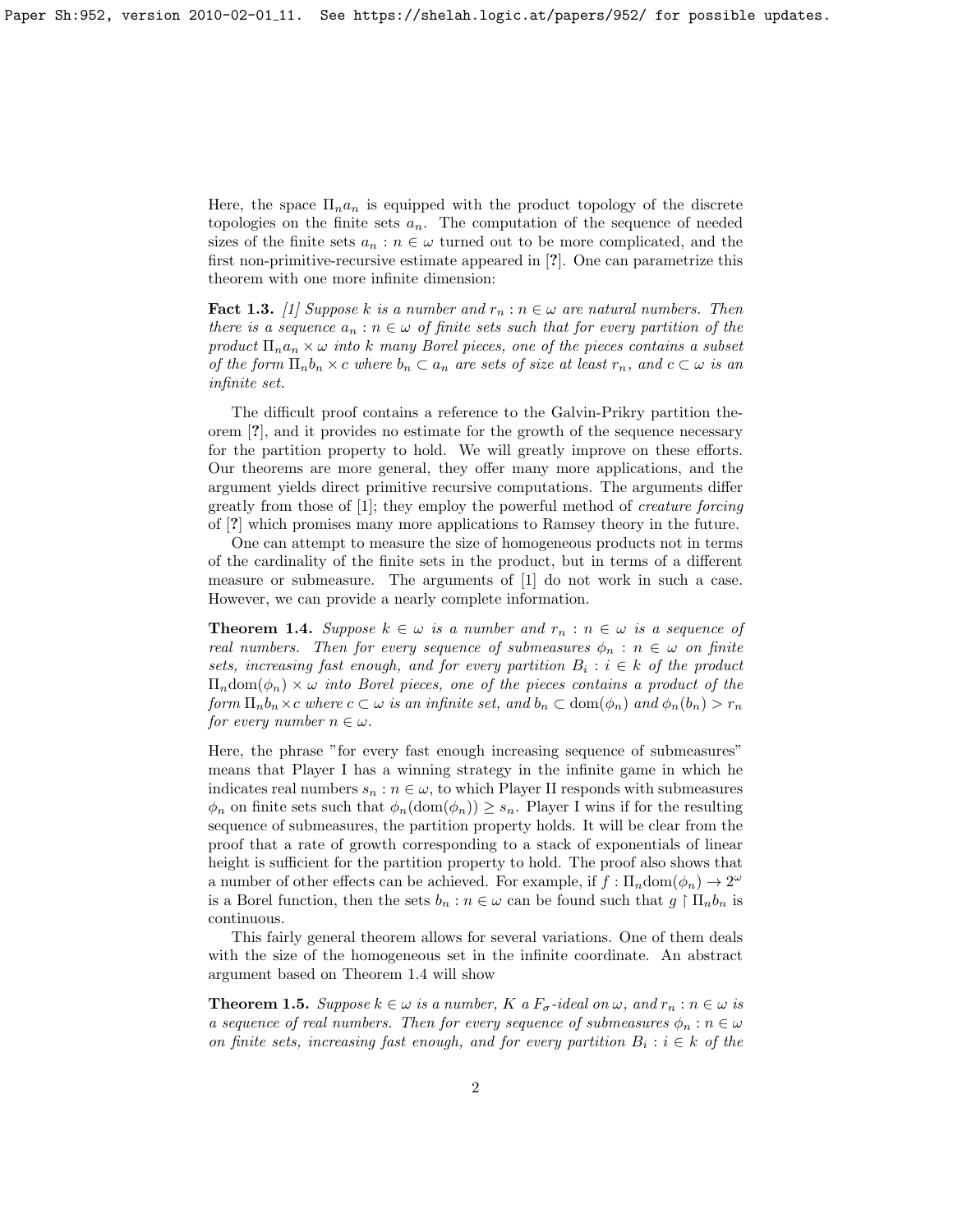Here, the space $\Pi_n a_n$ is equipped with the product topology of the discrete topologies on the finite sets $a_n$. The computation of the sequence of needed sizes of the finite sets $a_n : n \in \omega$ turned out to be more complicated, and the first non-primitive-recursive estimate appeared in [?]. One can parametrize this theorem with one more infinite dimension:

**Fact 1.3.** *[1] Suppose $k$ is a number and $r_n : n \in \omega$ are natural numbers. Then there is a sequence $a_n : n \in \omega$ of finite sets such that for every partition of the product $\Pi_n a_n \times \omega$ into $k$ many Borel pieces, one of the pieces contains a subset of the form $\Pi_n b_n \times c$ where $b_n \subset a_n$ are sets of size at least $r_n$, and $c \subset \omega$ is an infinite set.*

The difficult proof contains a reference to the Galvin-Prikry partition theorem [?], and it provides no estimate for the growth of the sequence necessary for the partition property to hold. We will greatly improve on these efforts. Our theorems are more general, they offer many more applications, and the argument yields direct primitive recursive computations. The arguments differ greatly from those of [1]; they employ the powerful method of *creature forcing* of [?] which promises many more applications to Ramsey theory in the future.

One can attempt to measure the size of homogeneous products not in terms of the cardinality of the finite sets in the product, but in terms of a different measure or submeasure. The arguments of [1] do not work in such a case. However, we can provide a nearly complete information.

**Theorem 1.4.** *Suppose $k \in \omega$ is a number and $r_n : n \in \omega$ is a sequence of real numbers. Then for every sequence of submeasures $\phi_n : n \in \omega$ on finite sets, increasing fast enough, and for every partition $B_i : i \in k$ of the product $\Pi_n \mathrm{dom}(\phi_n) \times \omega$ into Borel pieces, one of the pieces contains a product of the form $\Pi_n b_n \times c$ where $c \subset \omega$ is an infinite set, and $b_n \subset \mathrm{dom}(\phi_n)$ and $\phi_n(b_n) > r_n$ for every number $n \in \omega$.*

Here, the phrase "for every fast enough increasing sequence of submeasures" means that Player I has a winning strategy in the infinite game in which he indicates real numbers $s_n : n \in \omega$, to which Player II responds with submeasures $\phi_n$ on finite sets such that $\phi_n(\mathrm{dom}(\phi_n)) \geq s_n$. Player I wins if for the resulting sequence of submeasures, the partition property holds. It will be clear from the proof that a rate of growth corresponding to a stack of exponentials of linear height is sufficient for the partition property to hold. The proof also shows that a number of other effects can be achieved. For example, if $f : \Pi_n \mathrm{dom}(\phi_n) \to 2^\omega$ is a Borel function, then the sets $b_n : n \in \omega$ can be found such that $g \restriction \Pi_n b_n$ is continuous.

This fairly general theorem allows for several variations. One of them deals with the size of the homogeneous set in the infinite coordinate. An abstract argument based on Theorem 1.4 will show

**Theorem 1.5.** *Suppose $k \in \omega$ is a number, $K$ a $F_\sigma$-ideal on $\omega$, and $r_n : n \in \omega$ is a sequence of real numbers. Then for every sequence of submeasures $\phi_n : n \in \omega$ on finite sets, increasing fast enough, and for every partition $B_i : i \in k$ of the*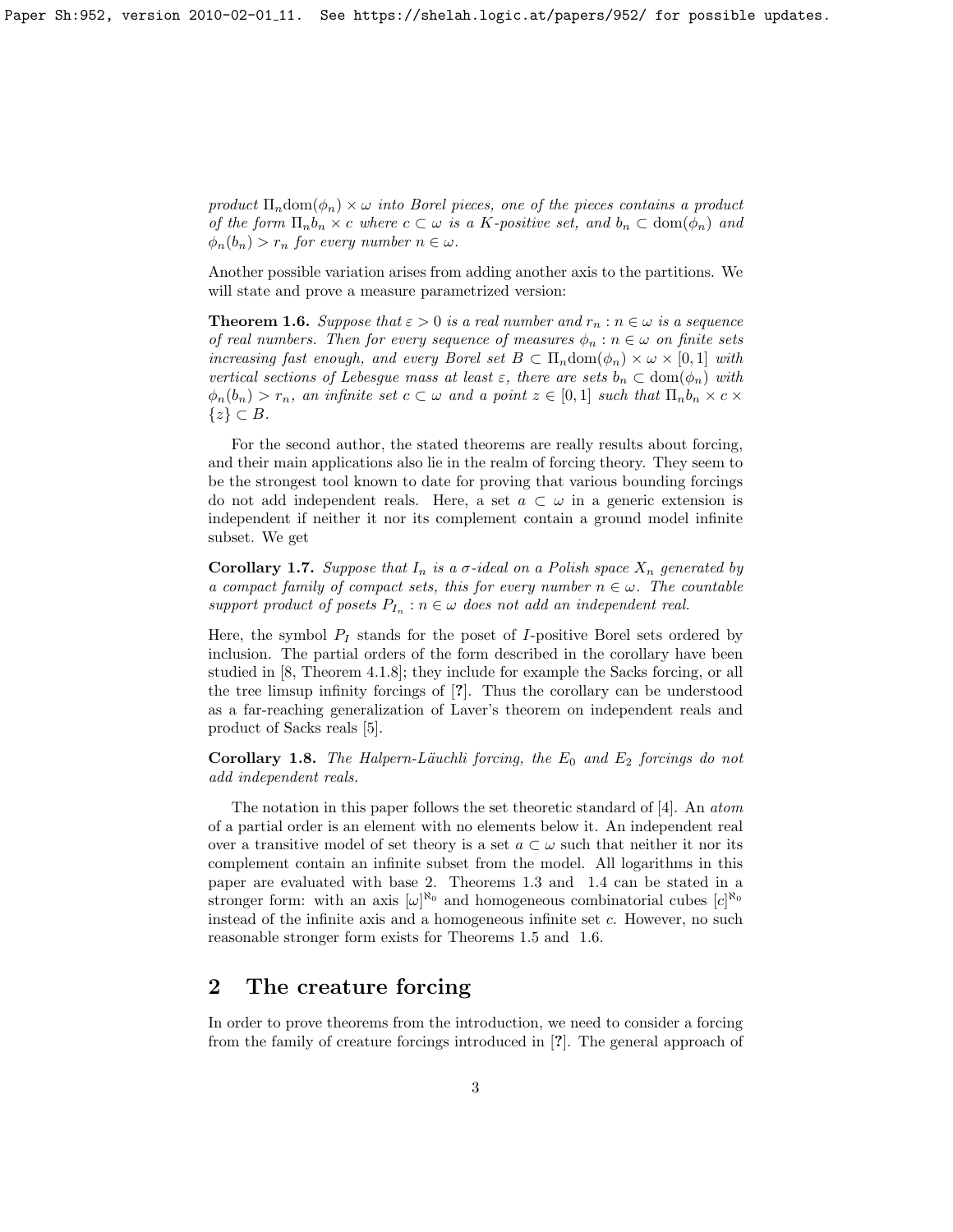*product $\Pi_n \mathrm{dom}(\phi_n) \times \omega$ into Borel pieces, one of the pieces contains a product of the form $\Pi_n b_n \times c$ where $c \subset \omega$ is a $K$-positive set, and $b_n \subset \mathrm{dom}(\phi_n)$ and $\phi_n(b_n) > r_n$ for every number $n \in \omega$.*

Another possible variation arises from adding another axis to the partitions. We will state and prove a measure parametrized version:

**Theorem 1.6.** *Suppose that $\varepsilon > 0$ is a real number and $r_n : n \in \omega$ is a sequence of real numbers. Then for every sequence of measures $\phi_n : n \in \omega$ on finite sets increasing fast enough, and every Borel set $B \subset \Pi_n \mathrm{dom}(\phi_n) \times \omega \times [0,1]$ with vertical sections of Lebesgue mass at least $\varepsilon$, there are sets $b_n \subset \mathrm{dom}(\phi_n)$ with $\phi_n(b_n) > r_n$, an infinite set $c \subset \omega$ and a point $z \in [0,1]$ such that $\Pi_n b_n \times c \times \{z\} \subset B$.*

For the second author, the stated theorems are really results about forcing, and their main applications also lie in the realm of forcing theory. They seem to be the strongest tool known to date for proving that various bounding forcings do not add independent reals. Here, a set $a \subset \omega$ in a generic extension is independent if neither it nor its complement contain a ground model infinite subset. We get

**Corollary 1.7.** *Suppose that $I_n$ is a $\sigma$-ideal on a Polish space $X_n$ generated by a compact family of compact sets, this for every number $n \in \omega$. The countable support product of posets $P_{I_n} : n \in \omega$ does not add an independent real.*

Here, the symbol $P_I$ stands for the poset of $I$-positive Borel sets ordered by inclusion. The partial orders of the form described in the corollary have been studied in [8, Theorem 4.1.8]; they include for example the Sacks forcing, or all the tree limsup infinity forcings of [**?**]. Thus the corollary can be understood as a far-reaching generalization of Laver's theorem on independent reals and product of Sacks reals [5].

**Corollary 1.8.** *The Halpern-Läuchli forcing, the $E_0$ and $E_2$ forcings do not add independent reals.*

The notation in this paper follows the set theoretic standard of [4]. An *atom* of a partial order is an element with no elements below it. An independent real over a transitive model of set theory is a set $a \subset \omega$ such that neither it nor its complement contain an infinite subset from the model. All logarithms in this paper are evaluated with base 2. Theorems 1.3 and 1.4 can be stated in a stronger form: with an axis $[\omega]^{\aleph_0}$ and homogeneous combinatorial cubes $[c]^{\aleph_0}$ instead of the infinite axis and a homogeneous infinite set $c$. However, no such reasonable stronger form exists for Theorems 1.5 and 1.6.

## 2 The creature forcing

In order to prove theorems from the introduction, we need to consider a forcing from the family of creature forcings introduced in [**?**]. The general approach of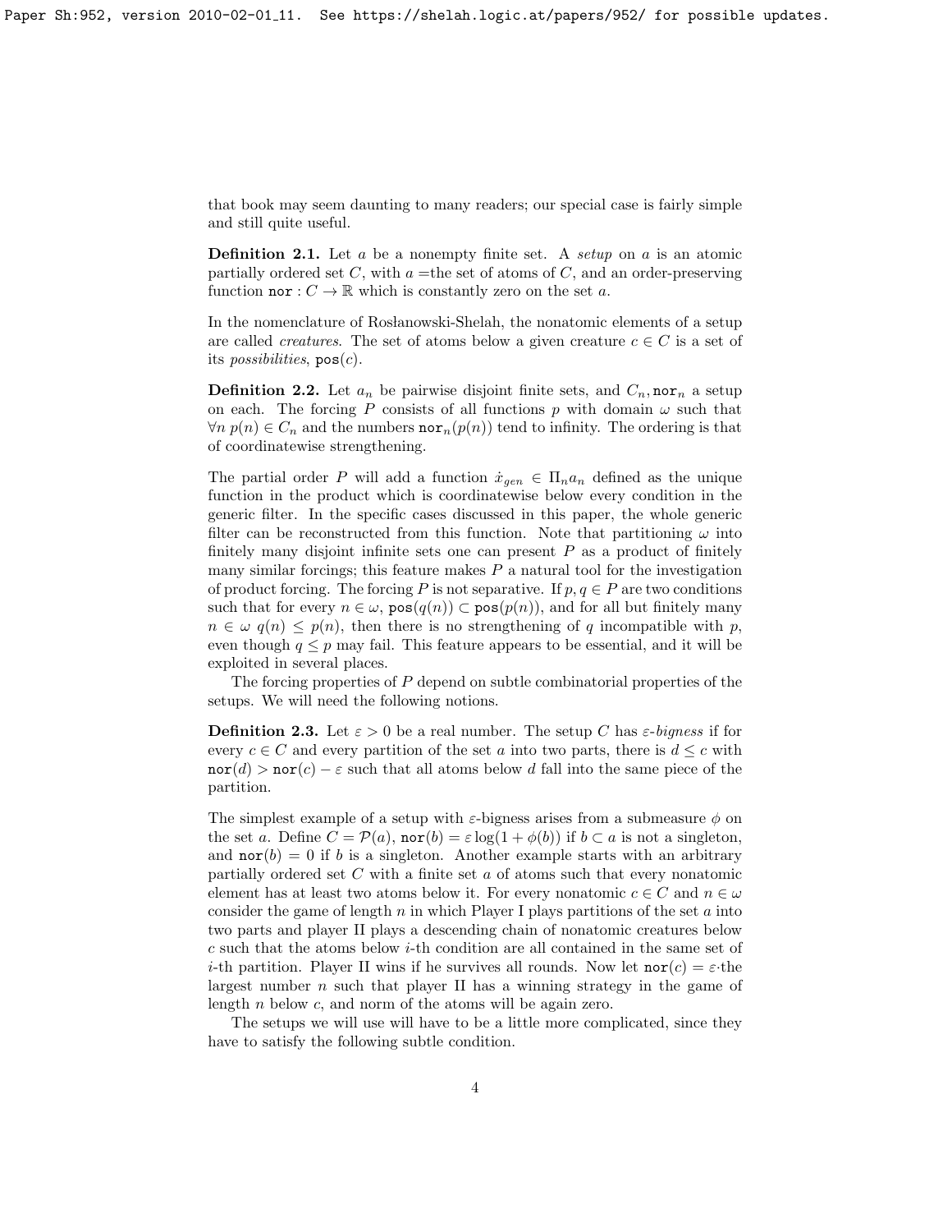that book may seem daunting to many readers; our special case is fairly simple and still quite useful.

**Definition 2.1.** Let $a$ be a nonempty finite set. A *setup* on $a$ is an atomic partially ordered set $C$, with $a$ =the set of atoms of $C$, and an order-preserving function $\mathtt{nor} : C \to \mathbb{R}$ which is constantly zero on the set $a$.

In the nomenclature of Rosłanowski-Shelah, the nonatomic elements of a setup are called *creatures*. The set of atoms below a given creature $c \in C$ is a set of its *possibilities*, $\mathtt{pos}(c)$.

**Definition 2.2.** Let $a_n$ be pairwise disjoint finite sets, and $C_n, \mathtt{nor}_n$ a setup on each. The forcing $P$ consists of all functions $p$ with domain $\omega$ such that $\forall n\, p(n) \in C_n$ and the numbers $\mathtt{nor}_n(p(n))$ tend to infinity. The ordering is that of coordinatewise strengthening.

The partial order $P$ will add a function $\dot{x}_{gen} \in \Pi_n a_n$ defined as the unique function in the product which is coordinatewise below every condition in the generic filter. In the specific cases discussed in this paper, the whole generic filter can be reconstructed from this function. Note that partitioning $\omega$ into finitely many disjoint infinite sets one can present $P$ as a product of finitely many similar forcings; this feature makes $P$ a natural tool for the investigation of product forcing. The forcing $P$ is not separative. If $p, q \in P$ are two conditions such that for every $n \in \omega$, $\mathtt{pos}(q(n)) \subset \mathtt{pos}(p(n))$, and for all but finitely many $n \in \omega$ $q(n) \leq p(n)$, then there is no strengthening of $q$ incompatible with $p$, even though $q \leq p$ may fail. This feature appears to be essential, and it will be exploited in several places.

The forcing properties of $P$ depend on subtle combinatorial properties of the setups. We will need the following notions.

**Definition 2.3.** Let $\varepsilon > 0$ be a real number. The setup $C$ has $\varepsilon$*-bigness* if for every $c \in C$ and every partition of the set $a$ into two parts, there is $d \leq c$ with $\mathtt{nor}(d) > \mathtt{nor}(c) - \varepsilon$ such that all atoms below $d$ fall into the same piece of the partition.

The simplest example of a setup with $\varepsilon$-bigness arises from a submeasure $\phi$ on the set $a$. Define $C = \mathcal{P}(a)$, $\mathtt{nor}(b) = \varepsilon \log(1 + \phi(b))$ if $b \subset a$ is not a singleton, and $\mathtt{nor}(b) = 0$ if $b$ is a singleton. Another example starts with an arbitrary partially ordered set $C$ with a finite set $a$ of atoms such that every nonatomic element has at least two atoms below it. For every nonatomic $c \in C$ and $n \in \omega$ consider the game of length $n$ in which Player I plays partitions of the set $a$ into two parts and player II plays a descending chain of nonatomic creatures below $c$ such that the atoms below $i$-th condition are all contained in the same set of $i$-th partition. Player II wins if he survives all rounds. Now let $\mathtt{nor}(c) = \varepsilon \cdot$the largest number $n$ such that player II has a winning strategy in the game of length $n$ below $c$, and norm of the atoms will be again zero.

The setups we will use will have to be a little more complicated, since they have to satisfy the following subtle condition.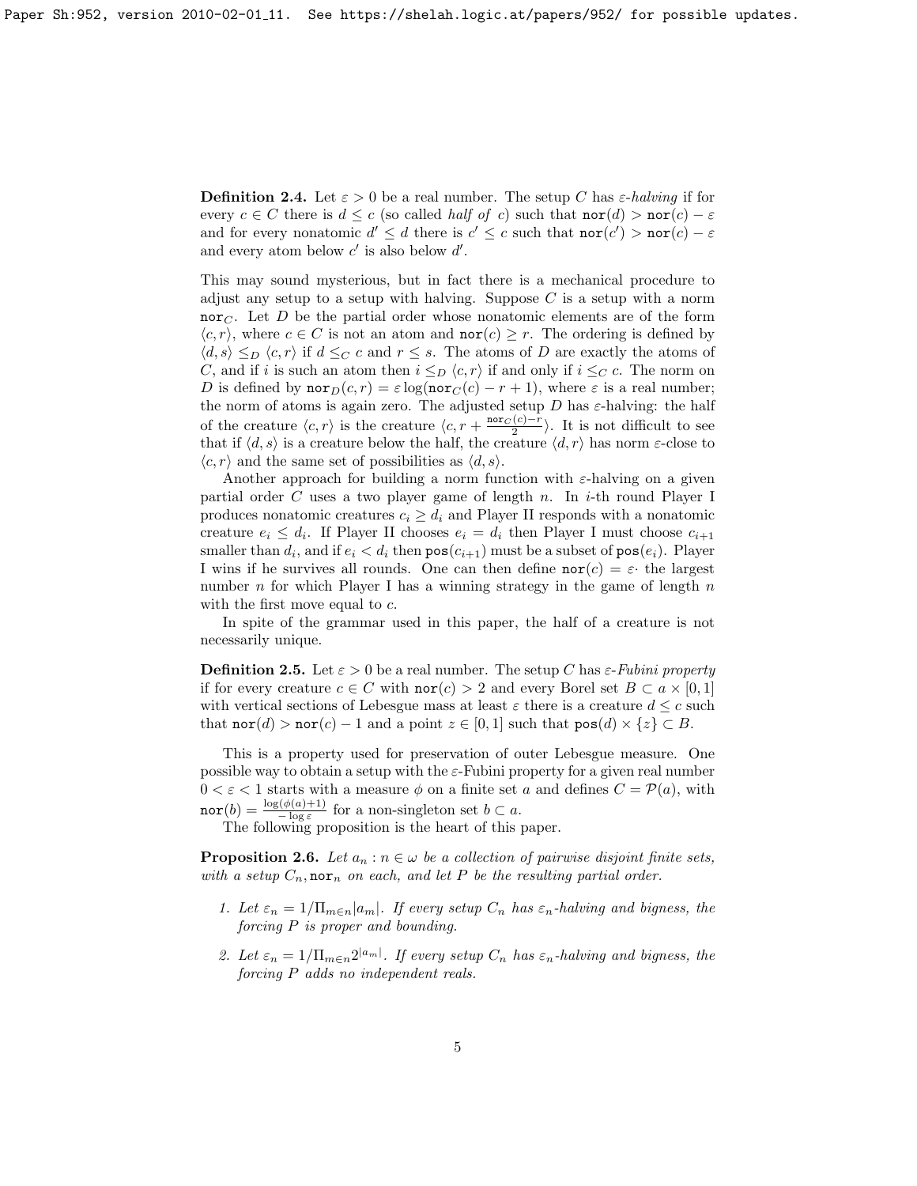**Definition 2.4.** Let $\varepsilon > 0$ be a real number. The setup $C$ has $\varepsilon$-*halving* if for every $c \in C$ there is $d \leq c$ (so called *half of* $c$) such that $\mathtt{nor}(d) > \mathtt{nor}(c) - \varepsilon$ and for every nonatomic $d' \leq d$ there is $c' \leq c$ such that $\mathtt{nor}(c') > \mathtt{nor}(c) - \varepsilon$ and every atom below $c'$ is also below $d'$.

This may sound mysterious, but in fact there is a mechanical procedure to adjust any setup to a setup with halving. Suppose $C$ is a setup with a norm $\mathtt{nor}_C$. Let $D$ be the partial order whose nonatomic elements are of the form $\langle c, r \rangle$, where $c \in C$ is not an atom and $\mathtt{nor}(c) \geq r$. The ordering is defined by $\langle d, s \rangle \leq_D \langle c, r \rangle$ if $d \leq_C c$ and $r \leq s$. The atoms of $D$ are exactly the atoms of $C$, and if $i$ is such an atom then $i \leq_D \langle c, r \rangle$ if and only if $i \leq_C c$. The norm on $D$ is defined by $\mathtt{nor}_D(c, r) = \varepsilon \log(\mathtt{nor}_C(c) - r + 1)$, where $\varepsilon$ is a real number; the norm of atoms is again zero. The adjusted setup $D$ has $\varepsilon$-halving: the half of the creature $\langle c, r \rangle$ is the creature $\langle c, r + \frac{\mathtt{nor}_C(c) - r}{2} \rangle$. It is not difficult to see that if $\langle d, s \rangle$ is a creature below the half, the creature $\langle d, r \rangle$ has norm $\varepsilon$-close to $\langle c, r \rangle$ and the same set of possibilities as $\langle d, s \rangle$.

Another approach for building a norm function with $\varepsilon$-halving on a given partial order $C$ uses a two player game of length $n$. In $i$-th round Player I produces nonatomic creatures $c_i \geq d_i$ and Player II responds with a nonatomic creature $e_i \leq d_i$. If Player II chooses $e_i = d_i$ then Player I must choose $c_{i+1}$ smaller than $d_i$, and if $e_i < d_i$ then $\mathtt{pos}(c_{i+1})$ must be a subset of $\mathtt{pos}(e_i)$. Player I wins if he survives all rounds. One can then define $\mathtt{nor}(c) = \varepsilon \cdot$ the largest number $n$ for which Player I has a winning strategy in the game of length $n$ with the first move equal to $c$.

In spite of the grammar used in this paper, the half of a creature is not necessarily unique.

**Definition 2.5.** Let $\varepsilon > 0$ be a real number. The setup $C$ has $\varepsilon$-*Fubini property* if for every creature $c \in C$ with $\mathtt{nor}(c) > 2$ and every Borel set $B \subset a \times [0, 1]$ with vertical sections of Lebesgue mass at least $\varepsilon$ there is a creature $d \leq c$ such that $\mathtt{nor}(d) > \mathtt{nor}(c) - 1$ and a point $z \in [0, 1]$ such that $\mathtt{pos}(d) \times \{z\} \subset B$.

This is a property used for preservation of outer Lebesgue measure. One possible way to obtain a setup with the $\varepsilon$-Fubini property for a given real number $0 < \varepsilon < 1$ starts with a measure $\phi$ on a finite set $a$ and defines $C = \mathcal{P}(a)$, with $\mathtt{nor}(b) = \frac{\log(\phi(a)+1)}{-\log \varepsilon}$ for a non-singleton set $b \subset a$.

The following proposition is the heart of this paper.

**Proposition 2.6.** *Let $a_n : n \in \omega$ be a collection of pairwise disjoint finite sets, with a setup $C_n, \mathtt{nor}_n$ on each, and let $P$ be the resulting partial order.*

1. *Let $\varepsilon_n = 1/\Pi_{m \in n}|a_m|$. If every setup $C_n$ has $\varepsilon_n$-halving and bigness, the forcing $P$ is proper and bounding.*
2. *Let $\varepsilon_n = 1/\Pi_{m \in n} 2^{|a_m|}$. If every setup $C_n$ has $\varepsilon_n$-halving and bigness, the forcing $P$ adds no independent reals.*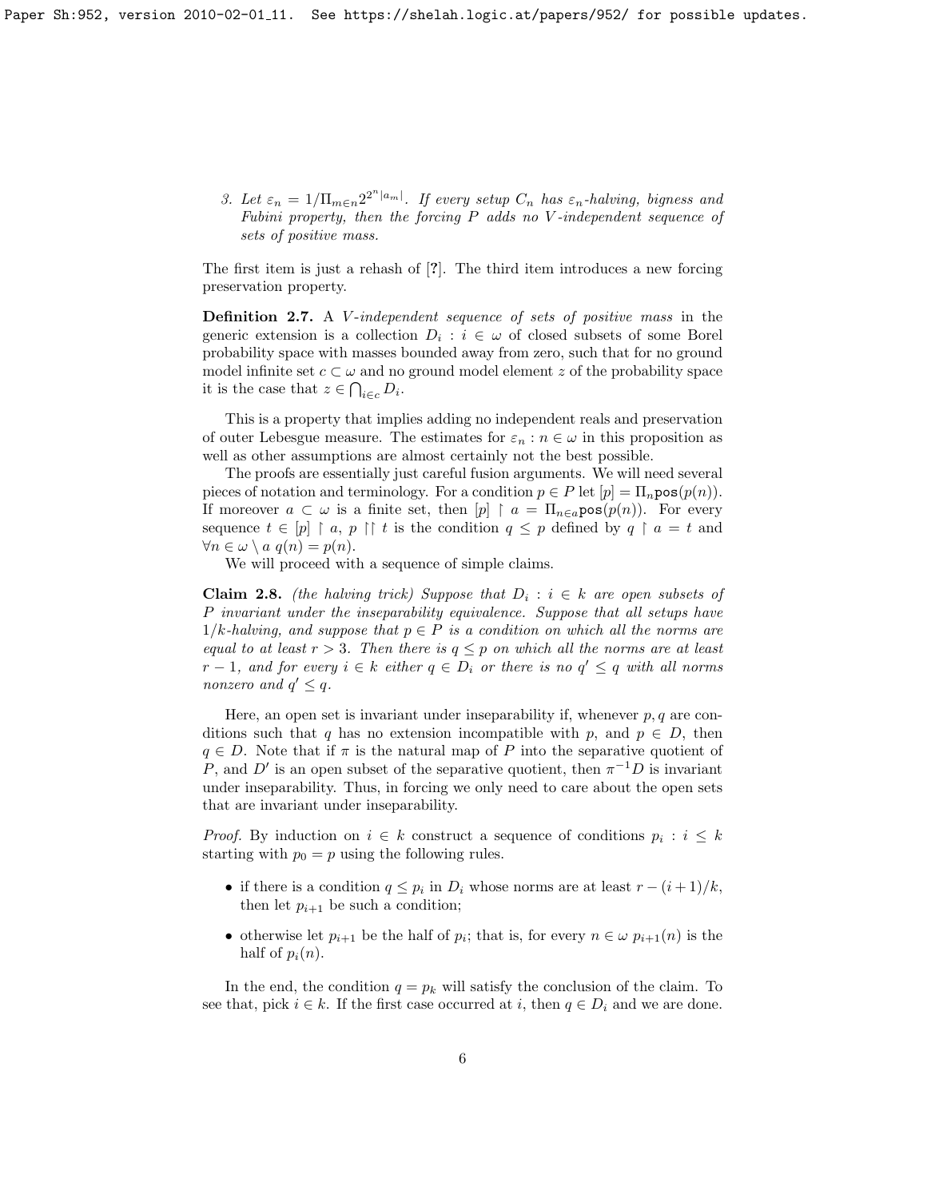3. Let $\varepsilon_n = 1/\Pi_{m\in n} 2^{2^n|a_m|}$. *If every setup $C_n$ has $\varepsilon_n$-halving, bigness and Fubini property, then the forcing $P$ adds no $V$-independent sequence of sets of positive mass.*

The first item is just a rehash of [?]. The third item introduces a new forcing preservation property.

**Definition 2.7.** A *$V$-independent sequence of sets of positive mass* in the generic extension is a collection $D_i : i \in \omega$ of closed subsets of some Borel probability space with masses bounded away from zero, such that for no ground model infinite set $c \subset \omega$ and no ground model element $z$ of the probability space it is the case that $z \in \bigcap_{i\in c} D_i$.

This is a property that implies adding no independent reals and preservation of outer Lebesgue measure. The estimates for $\varepsilon_n : n \in \omega$ in this proposition as well as other assumptions are almost certainly not the best possible.

The proofs are essentially just careful fusion arguments. We will need several pieces of notation and terminology. For a condition $p \in P$ let $[p] = \Pi_n \mathtt{pos}(p(n))$. If moreover $a \subset \omega$ is a finite set, then $[p] \restriction a = \Pi_{n\in a} \mathtt{pos}(p(n))$. For every sequence $t \in [p] \restriction a$, $p \restriction\restriction t$ is the condition $q \leq p$ defined by $q \restriction a = t$ and $\forall n \in \omega \setminus a\ q(n) = p(n)$.

We will proceed with a sequence of simple claims.

**Claim 2.8.** *(the halving trick) Suppose that $D_i : i \in k$ are open subsets of $P$ invariant under the inseparability equivalence. Suppose that all setups have $1/k$-halving, and suppose that $p \in P$ is a condition on which all the norms are equal to at least $r > 3$. Then there is $q \leq p$ on which all the norms are at least $r - 1$, and for every $i \in k$ either $q \in D_i$ or there is no $q' \leq q$ with all norms nonzero and $q' \leq q$.*

Here, an open set is invariant under inseparability if, whenever $p, q$ are conditions such that $q$ has no extension incompatible with $p$, and $p \in D$, then $q \in D$. Note that if $\pi$ is the natural map of $P$ into the separative quotient of $P$, and $D'$ is an open subset of the separative quotient, then $\pi^{-1}D$ is invariant under inseparability. Thus, in forcing we only need to care about the open sets that are invariant under inseparability.

*Proof.* By induction on $i \in k$ construct a sequence of conditions $p_i : i \leq k$ starting with $p_0 = p$ using the following rules.

- if there is a condition $q \leq p_i$ in $D_i$ whose norms are at least $r - (i + 1)/k$, then let $p_{i+1}$ be such a condition;
- otherwise let $p_{i+1}$ be the half of $p_i$; that is, for every $n \in \omega$ $p_{i+1}(n)$ is the half of $p_i(n)$.

In the end, the condition $q = p_k$ will satisfy the conclusion of the claim. To see that, pick $i \in k$. If the first case occurred at $i$, then $q \in D_i$ and we are done.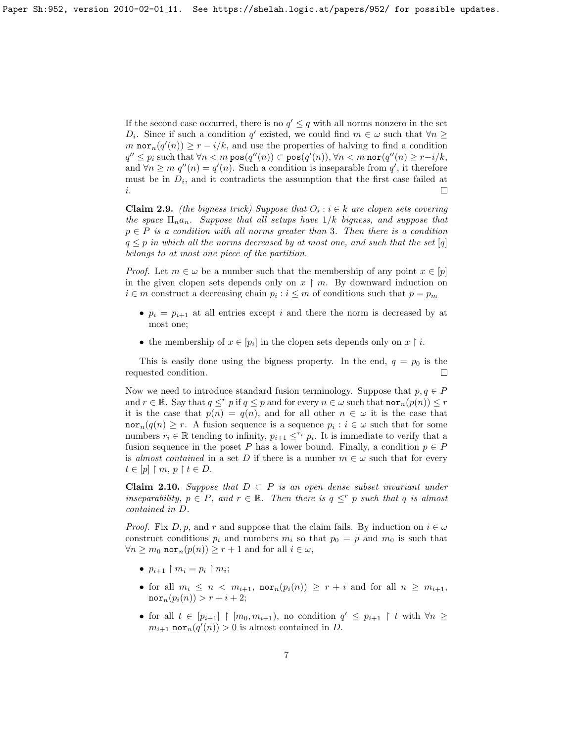If the second case occurred, there is no $q' \leq q$ with all norms nonzero in the set $D_i$. Since if such a condition $q'$ existed, we could find $m \in \omega$ such that $\forall n \geq m \; \mathtt{nor}_n(q'(n)) \geq r - i/k$, and use the properties of halving to find a condition $q'' \leq p_i$ such that $\forall n < m \; \mathtt{pos}(q''(n)) \subset \mathtt{pos}(q'(n))$, $\forall n < m \; \mathtt{nor}(q''(n) \geq r - i/k$, and $\forall n \geq m \; q''(n) = q'(n)$. Such a condition is inseparable from $q'$, it therefore must be in $D_i$, and it contradicts the assumption that the first case failed at $i$. $\square$

**Claim 2.9.** *(the bigness trick) Suppose that $O_i : i \in k$ are clopen sets covering the space $\Pi_n a_n$. Suppose that all setups have $1/k$ bigness, and suppose that $p \in P$ is a condition with all norms greater than 3. Then there is a condition $q \leq p$ in which all the norms decreased by at most one, and such that the set $[q]$ belongs to at most one piece of the partition.*

*Proof.* Let $m \in \omega$ be a number such that the membership of any point $x \in [p]$ in the given clopen sets depends only on $x \restriction m$. By downward induction on $i \in m$ construct a decreasing chain $p_i : i \leq m$ of conditions such that $p = p_m$

- $p_i = p_{i+1}$ at all entries except $i$ and there the norm is decreased by at most one;
- the membership of $x \in [p_i]$ in the clopen sets depends only on $x \restriction i$.

This is easily done using the bigness property. In the end, $q = p_0$ is the requested condition. $\square$

Now we need to introduce standard fusion terminology. Suppose that $p, q \in P$ and $r \in \mathbb{R}$. Say that $q \leq^r p$ if $q \leq p$ and for every $n \in \omega$ such that $\mathtt{nor}_n(p(n)) \leq r$ it is the case that $p(n) = q(n)$, and for all other $n \in \omega$ it is the case that $\mathtt{nor}_n(q(n) \geq r$. A fusion sequence is a sequence $p_i : i \in \omega$ such that for some numbers $r_i \in \mathbb{R}$ tending to infinity, $p_{i+1} \leq^{r_i} p_i$. It is immediate to verify that a fusion sequence in the poset $P$ has a lower bound. Finally, a condition $p \in P$ is *almost contained* in a set $D$ if there is a number $m \in \omega$ such that for every $t \in [p] \restriction m$, $p \restriction t \in D$.

**Claim 2.10.** *Suppose that $D \subset P$ is an open dense subset invariant under inseparability, $p \in P$, and $r \in \mathbb{R}$. Then there is $q \leq^r p$ such that $q$ is almost contained in $D$.*

*Proof.* Fix $D, p$, and $r$ and suppose that the claim fails. By induction on $i \in \omega$ construct conditions $p_i$ and numbers $m_i$ so that $p_0 = p$ and $m_0$ is such that $\forall n \geq m_0 \; \mathtt{nor}_n(p(n)) \geq r + 1$ and for all $i \in \omega$,

- $p_{i+1} \restriction m_i = p_i \restriction m_i$;
- for all $m_i \leq n < m_{i+1}$, $\mathtt{nor}_n(p_i(n)) \geq r + i$ and for all $n \geq m_{i+1}$, $\mathtt{nor}_n(p_i(n)) > r + i + 2$;
- for all $t \in [p_{i+1}] \restriction [m_0, m_{i+1})$, no condition $q' \leq p_{i+1} \restriction t$ with $\forall n \geq m_{i+1} \; \mathtt{nor}_n(q'(n)) > 0$ is almost contained in $D$.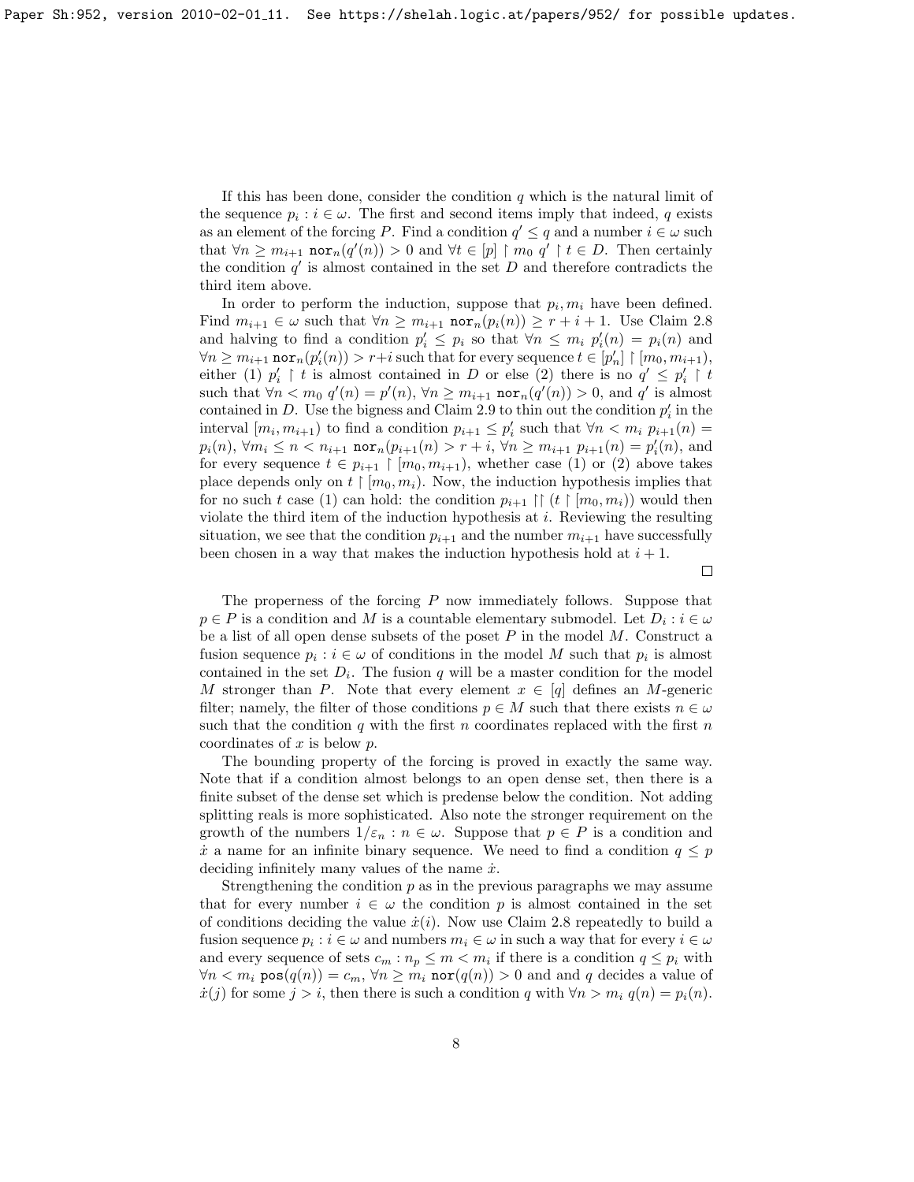If this has been done, consider the condition $q$ which is the natural limit of the sequence $p_i : i \in \omega$. The first and second items imply that indeed, $q$ exists as an element of the forcing $P$. Find a condition $q' \leq q$ and a number $i \in \omega$ such that $\forall n \geq m_{i+1}\ \mathtt{nor}_n(q'(n)) > 0$ and $\forall t \in [p] \restriction m_0\ q' \restriction t \in D$. Then certainly the condition $q'$ is almost contained in the set $D$ and therefore contradicts the third item above.

In order to perform the induction, suppose that $p_i, m_i$ have been defined. Find $m_{i+1} \in \omega$ such that $\forall n \geq m_{i+1}\ \mathtt{nor}_n(p_i(n)) \geq r + i + 1$. Use Claim 2.8 and halving to find a condition $p'_i \leq p_i$ so that $\forall n \leq m_i\ p'_i(n) = p_i(n)$ and $\forall n \geq m_{i+1}\ \mathtt{nor}_n(p'_i(n)) > r+i$ such that for every sequence $t \in [p'_n] \restriction [m_0, m_{i+1})$, either (1) $p'_i \restriction t$ is almost contained in $D$ or else (2) there is no $q' \leq p'_i \restriction t$ such that $\forall n < m_0\ q'(n) = p'(n)$, $\forall n \geq m_{i+1}\ \mathtt{nor}_n(q'(n)) > 0$, and $q'$ is almost contained in $D$. Use the bigness and Claim 2.9 to thin out the condition $p'_i$ in the interval $[m_i, m_{i+1})$ to find a condition $p_{i+1} \leq p'_i$ such that $\forall n < m_i\ p_{i+1}(n) = p_i(n)$, $\forall m_i \leq n < n_{i+1}\ \mathtt{nor}_n(p_{i+1}(n) > r + i$, $\forall n \geq m_{i+1}\ p_{i+1}(n) = p'_i(n)$, and for every sequence $t \in p_{i+1} \restriction [m_0, m_{i+1})$, whether case (1) or (2) above takes place depends only on $t \restriction [m_0, m_i)$. Now, the induction hypothesis implies that for no such $t$ case (1) can hold: the condition $p_{i+1} \restriction\restriction (t \restriction [m_0, m_i))$ would then violate the third item of the induction hypothesis at $i$. Reviewing the resulting situation, we see that the condition $p_{i+1}$ and the number $m_{i+1}$ have successfully been chosen in a way that makes the induction hypothesis hold at $i + 1$.

□

The properness of the forcing $P$ now immediately follows. Suppose that $p \in P$ is a condition and $M$ is a countable elementary submodel. Let $D_i : i \in \omega$ be a list of all open dense subsets of the poset $P$ in the model $M$. Construct a fusion sequence $p_i : i \in \omega$ of conditions in the model $M$ such that $p_i$ is almost contained in the set $D_i$. The fusion $q$ will be a master condition for the model $M$ stronger than $P$. Note that every element $x \in [q]$ defines an $M$-generic filter; namely, the filter of those conditions $p \in M$ such that there exists $n \in \omega$ such that the condition $q$ with the first $n$ coordinates replaced with the first $n$ coordinates of $x$ is below $p$.

The bounding property of the forcing is proved in exactly the same way. Note that if a condition almost belongs to an open dense set, then there is a finite subset of the dense set which is predense below the condition. Not adding splitting reals is more sophisticated. Also note the stronger requirement on the growth of the numbers $1/\varepsilon_n : n \in \omega$. Suppose that $p \in P$ is a condition and $\dot{x}$ a name for an infinite binary sequence. We need to find a condition $q \leq p$ deciding infinitely many values of the name $\dot{x}$.

Strengthening the condition $p$ as in the previous paragraphs we may assume that for every number $i \in \omega$ the condition $p$ is almost contained in the set of conditions deciding the value $\dot{x}(i)$. Now use Claim 2.8 repeatedly to build a fusion sequence $p_i : i \in \omega$ and numbers $m_i \in \omega$ in such a way that for every $i \in \omega$ and every sequence of sets $c_m : n_p \leq m < m_i$ if there is a condition $q \leq p_i$ with $\forall n < m_i\ \mathtt{pos}(q(n)) = c_m$, $\forall n \geq m_i\ \mathtt{nor}(q(n)) > 0$ and and $q$ decides a value of $\dot{x}(j)$ for some $j > i$, then there is such a condition $q$ with $\forall n > m_i\ q(n) = p_i(n)$.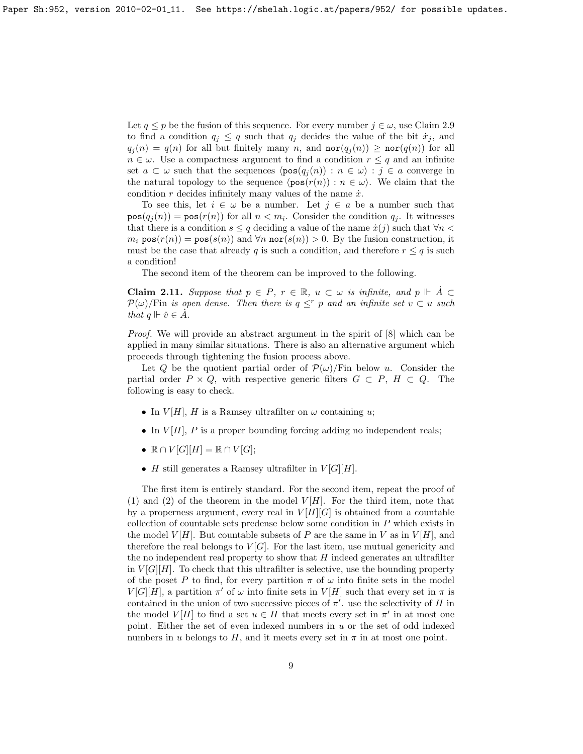Let $q \leq p$ be the fusion of this sequence. For every number $j \in \omega$, use Claim 2.9 to find a condition $q_j \leq q$ such that $q_j$ decides the value of the bit $\dot{x}_j$, and $q_j(n) = q(n)$ for all but finitely many $n$, and $\mathtt{nor}(q_j(n)) \geq \mathtt{nor}(q(n))$ for all $n \in \omega$. Use a compactness argument to find a condition $r \leq q$ and an infinite set $a \subset \omega$ such that the sequences $\langle \mathtt{pos}(q_j(n)) : n \in \omega \rangle : j \in a$ converge in the natural topology to the sequence $\langle \mathtt{pos}(r(n)) : n \in \omega \rangle$. We claim that the condition $r$ decides infinitely many values of the name $\dot{x}$.

To see this, let $i \in \omega$ be a number. Let $j \in a$ be a number such that $\mathtt{pos}(q_j(n)) = \mathtt{pos}(r(n))$ for all $n < m_i$. Consider the condition $q_j$. It witnesses that there is a condition $s \leq q$ deciding a value of the name $\dot{x}(j)$ such that $\forall n < m_i \; \mathtt{pos}(r(n)) = \mathtt{pos}(s(n))$ and $\forall n \; \mathtt{nor}(s(n)) > 0$. By the fusion construction, it must be the case that already $q$ is such a condition, and therefore $r \leq q$ is such a condition!

The second item of the theorem can be improved to the following.

**Claim 2.11.** *Suppose that $p \in P$, $r \in \mathbb{R}$, $u \subset \omega$ is infinite, and $p \Vdash \dot{A} \subset \mathcal{P}(\omega)/\mathrm{Fin}$ is open dense. Then there is $q \leq^r p$ and an infinite set $v \subset u$ such that $q \Vdash \check{v} \in \dot{A}$.*

*Proof.* We will provide an abstract argument in the spirit of [8] which can be applied in many similar situations. There is also an alternative argument which proceeds through tightening the fusion process above.

Let $Q$ be the quotient partial order of $\mathcal{P}(\omega)/\mathrm{Fin}$ below $u$. Consider the partial order $P \times Q$, with respective generic filters $G \subset P$, $H \subset Q$. The following is easy to check.

- In $V[H]$, $H$ is a Ramsey ultrafilter on $\omega$ containing $u$;
- In $V[H]$, $P$ is a proper bounding forcing adding no independent reals;
- $\mathbb{R} \cap V[G][H] = \mathbb{R} \cap V[G]$;
- $H$ still generates a Ramsey ultrafilter in $V[G][H]$.

The first item is entirely standard. For the second item, repeat the proof of (1) and (2) of the theorem in the model $V[H]$. For the third item, note that by a properness argument, every real in $V[H][G]$ is obtained from a countable collection of countable sets predense below some condition in $P$ which exists in the model $V[H]$. But countable subsets of $P$ are the same in $V$ as in $V[H]$, and therefore the real belongs to $V[G]$. For the last item, use mutual genericity and the no independent real property to show that $H$ indeed generates an ultrafilter in $V[G][H]$. To check that this ultrafilter is selective, use the bounding property of the poset $P$ to find, for every partition $\pi$ of $\omega$ into finite sets in the model $V[G][H]$, a partition $\pi'$ of $\omega$ into finite sets in $V[H]$ such that every set in $\pi$ is contained in the union of two successive pieces of $\pi'$. use the selectivity of $H$ in the model $V[H]$ to find a set $u \in H$ that meets every set in $\pi'$ in at most one point. Either the set of even indexed numbers in $u$ or the set of odd indexed numbers in $u$ belongs to $H$, and it meets every set in $\pi$ in at most one point.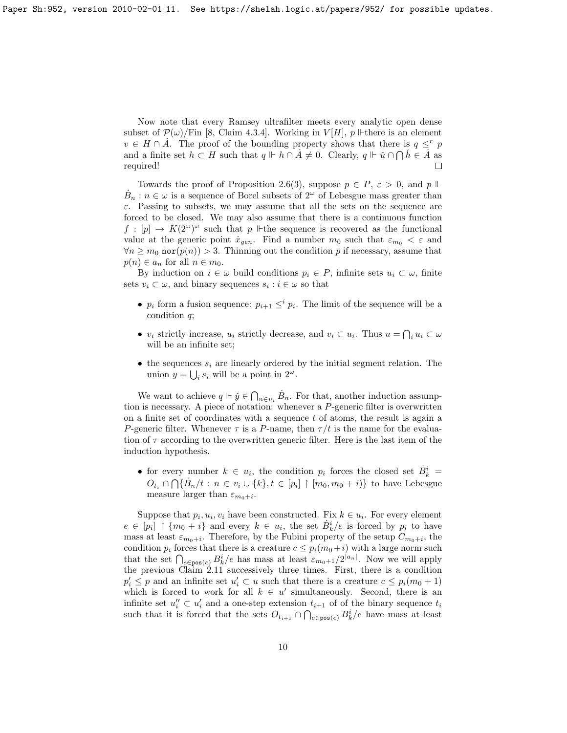Now note that every Ramsey ultrafilter meets every analytic open dense subset of $\mathcal{P}(\omega)/\mathrm{Fin}$ [8, Claim 4.3.4]. Working in $V[H]$, $p \Vdash$there is an element $v \in H \cap \dot{A}$. The proof of the bounding property shows that there is $q \leq^r p$ and a finite set $h \subset H$ such that $q \Vdash h \cap \dot{A} \neq 0$. Clearly, $q \Vdash \check{u} \cap \bigcap \check{h} \in \dot{A}$ as required! $\square$

Towards the proof of Proposition 2.6(3), suppose $p \in P$, $\varepsilon > 0$, and $p \Vdash \dot{B}_n : n \in \omega$ is a sequence of Borel subsets of $2^\omega$ of Lebesgue mass greater than $\varepsilon$. Passing to subsets, we may assume that all the sets on the sequence are forced to be closed. We may also assume that there is a continuous function $f : [p] \to K(2^\omega)^\omega$ such that $p \Vdash$the sequence is recovered as the functional value at the generic point $\dot{x}_{gen}$. Find a number $m_0$ such that $\varepsilon_{m_0} < \varepsilon$ and $\forall n \geq m_0\ \mathtt{nor}(p(n)) > 3$. Thinning out the condition $p$ if necessary, assume that $p(n) \in a_n$ for all $n \in m_0$.

By induction on $i \in \omega$ build conditions $p_i \in P$, infinite sets $u_i \subset \omega$, finite sets $v_i \subset \omega$, and binary sequences $s_i : i \in \omega$ so that

- $p_i$ form a fusion sequence: $p_{i+1} \leq^i p_i$. The limit of the sequence will be a condition $q$;
- $v_i$ strictly increase, $u_i$ strictly decrease, and $v_i \subset u_i$. Thus $u = \bigcap_i u_i \subset \omega$ will be an infinite set;
- the sequences $s_i$ are linearly ordered by the initial segment relation. The union $y = \bigcup_i s_i$ will be a point in $2^\omega$.

We want to achieve $q \Vdash \check{y} \in \bigcap_{n \in u_i} \dot{B}_n$. For that, another induction assumption is necessary. A piece of notation: whenever a $P$-generic filter is overwritten on a finite set of coordinates with a sequence $t$ of atoms, the result is again a $P$-generic filter. Whenever $\tau$ is a $P$-name, then $\tau/t$ is the name for the evaluation of $\tau$ according to the overwritten generic filter. Here is the last item of the induction hypothesis.

- for every number $k \in u_i$, the condition $p_i$ forces the closed set $\dot{B}^i_k = O_{t_i} \cap \bigcap \{\dot{B}_n/t : n \in v_i \cup \{k\}, t \in [p_i] \restriction [m_0, m_0 + i)\}$ to have Lebesgue measure larger than $\varepsilon_{m_0+i}$.

Suppose that $p_i, u_i, v_i$ have been constructed. Fix $k \in u_i$. For every element $e \in [p_i] \restriction \{m_0 + i\}$ and every $k \in u_i$, the set $\dot{B}^i_k/e$ is forced by $p_i$ to have mass at least $\varepsilon_{m_0+i}$. Therefore, by the Fubini property of the setup $C_{m_0+i}$, the condition $p_i$ forces that there is a creature $c \leq p_i(m_0+i)$ with a large norm such that the set $\bigcap_{e \in \mathtt{pos}(c)} B^i_k/e$ has mass at least $\varepsilon_{m_0+1}/2^{|a_n|}$. Now we will apply the previous Claim 2.11 successively three times. First, there is a condition $p'_i \leq p$ and an infinite set $u'_i \subset u$ such that there is a creature $c \leq p_i(m_0 + 1)$ which is forced to work for all $k \in u'$ simultaneously. Second, there is an infinite set $u''_i \subset u'_i$ and a one-step extension $t_{i+1}$ of of the binary sequence $t_i$ such that it is forced that the sets $O_{t_{i+1}} \cap \bigcap_{e \in \mathtt{pos}(c)} B^i_k/e$ have mass at least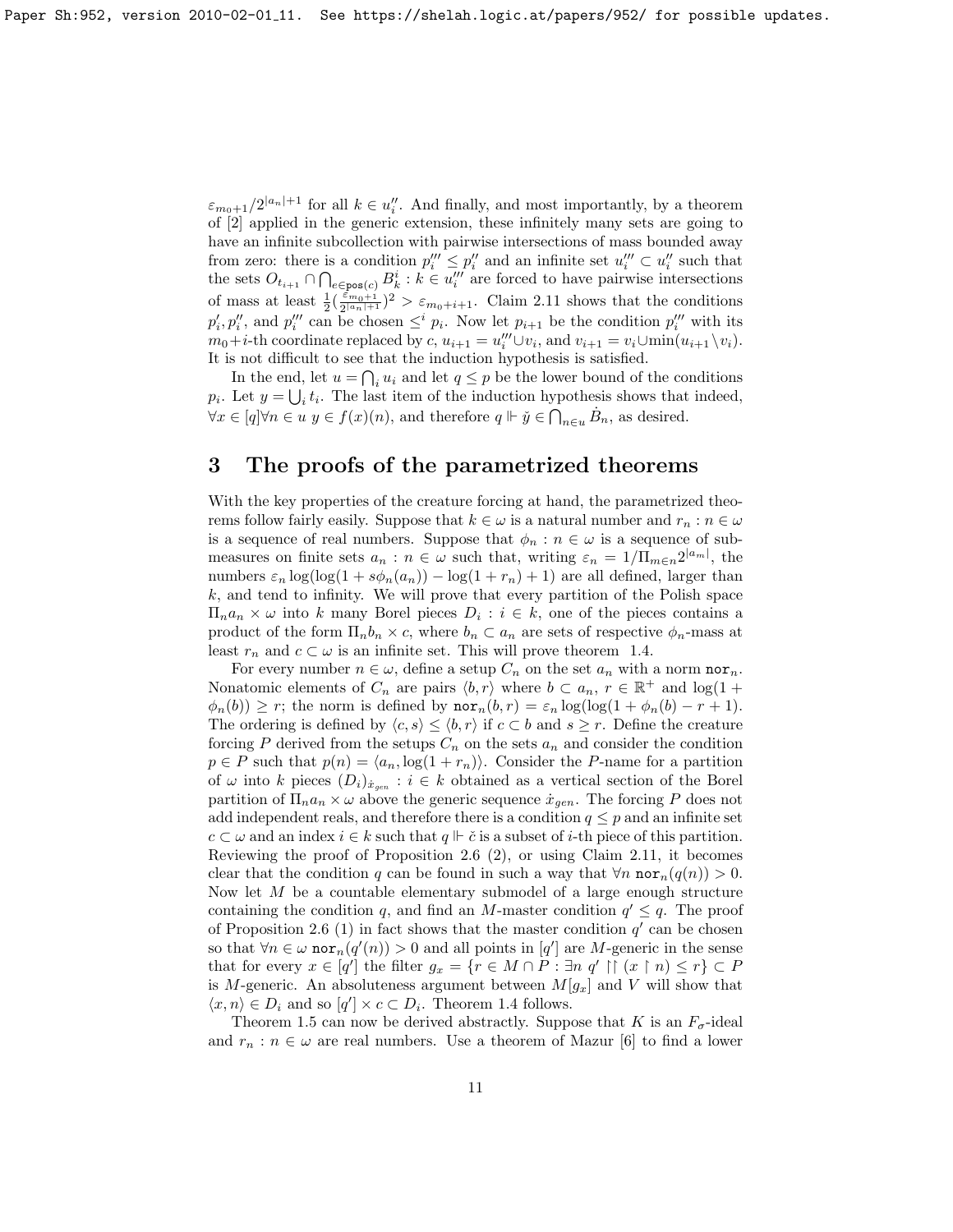$\varepsilon_{m_0+1}/2^{|a_n|+1}$ for all $k \in u_i''$. And finally, and most importantly, by a theorem of [2] applied in the generic extension, these infinitely many sets are going to have an infinite subcollection with pairwise intersections of mass bounded away from zero: there is a condition $p_i''' \leq p_i''$ and an infinite set $u_i''' \subset u_i''$ such that the sets $O_{t_{i+1}} \cap \bigcap_{e \in \mathtt{pos}(c)} B_k^i : k \in u_i'''$ are forced to have pairwise intersections of mass at least $\frac{1}{2}(\frac{\varepsilon_{m_0+1}}{2^{|a_n|+1}})^2 > \varepsilon_{m_0+i+1}$. Claim 2.11 shows that the conditions $p_i', p_i''$, and $p_i'''$ can be chosen $\leq^i p_i$. Now let $p_{i+1}$ be the condition $p_i'''$ with its $m_0+i$-th coordinate replaced by $c$, $u_{i+1} = u_i''' \cup v_i$, and $v_{i+1} = v_i \cup \min(u_{i+1} \setminus v_i)$. It is not difficult to see that the induction hypothesis is satisfied.

In the end, let $u = \bigcap_i u_i$ and let $q \leq p$ be the lower bound of the conditions $p_i$. Let $y = \bigcup_i t_i$. The last item of the induction hypothesis shows that indeed, $\forall x \in [q] \forall n \in u\ y \in f(x)(n)$, and therefore $q \Vdash \check{y} \in \bigcap_{n \in u} \dot{B}_n$, as desired.

## 3 The proofs of the parametrized theorems

With the key properties of the creature forcing at hand, the parametrized theorems follow fairly easily. Suppose that $k \in \omega$ is a natural number and $r_n : n \in \omega$ is a sequence of real numbers. Suppose that $\phi_n : n \in \omega$ is a sequence of submeasures on finite sets $a_n : n \in \omega$ such that, writing $\varepsilon_n = 1/\Pi_{m \in n} 2^{|a_m|}$, the numbers $\varepsilon_n \log(\log(1 + s\phi_n(a_n)) - \log(1 + r_n) + 1)$ are all defined, larger than $k$, and tend to infinity. We will prove that every partition of the Polish space $\Pi_n a_n \times \omega$ into $k$ many Borel pieces $D_i : i \in k$, one of the pieces contains a product of the form $\Pi_n b_n \times c$, where $b_n \subset a_n$ are sets of respective $\phi_n$-mass at least $r_n$ and $c \subset \omega$ is an infinite set. This will prove theorem 1.4.

For every number $n \in \omega$, define a setup $C_n$ on the set $a_n$ with a norm $\mathtt{nor}_n$. Nonatomic elements of $C_n$ are pairs $\langle b, r \rangle$ where $b \subset a_n$, $r \in \mathbb{R}^+$ and $\log(1 + \phi_n(b)) \geq r$; the norm is defined by $\mathtt{nor}_n(b, r) = \varepsilon_n \log(\log(1 + \phi_n(b) - r + 1)$. The ordering is defined by $\langle c, s \rangle \leq \langle b, r \rangle$ if $c \subset b$ and $s \geq r$. Define the creature forcing $P$ derived from the setups $C_n$ on the sets $a_n$ and consider the condition $p \in P$ such that $p(n) = \langle a_n, \log(1 + r_n) \rangle$. Consider the $P$-name for a partition of $\omega$ into $k$ pieces $(D_i)_{\dot{x}_{gen}} : i \in k$ obtained as a vertical section of the Borel partition of $\Pi_n a_n \times \omega$ above the generic sequence $\dot{x}_{gen}$. The forcing $P$ does not add independent reals, and therefore there is a condition $q \leq p$ and an infinite set $c \subset \omega$ and an index $i \in k$ such that $q \Vdash \check{c}$ is a subset of $i$-th piece of this partition. Reviewing the proof of Proposition 2.6 (2), or using Claim 2.11, it becomes clear that the condition $q$ can be found in such a way that $\forall n\ \mathtt{nor}_n(q(n)) > 0$. Now let $M$ be a countable elementary submodel of a large enough structure containing the condition $q$, and find an $M$-master condition $q' \leq q$. The proof of Proposition 2.6 (1) in fact shows that the master condition $q'$ can be chosen so that $\forall n \in \omega\ \mathtt{nor}_n(q'(n)) > 0$ and all points in $[q']$ are $M$-generic in the sense that for every $x \in [q']$ the filter $g_x = \{r \in M \cap P : \exists n\ q' \upharpoonright\upharpoonright (x \upharpoonright n) \leq r\} \subset P$ is $M$-generic. An absoluteness argument between $M[g_x]$ and $V$ will show that $\langle x, n \rangle \in D_i$ and so $[q'] \times c \subset D_i$. Theorem 1.4 follows.

Theorem 1.5 can now be derived abstractly. Suppose that $K$ is an $F_\sigma$-ideal and $r_n : n \in \omega$ are real numbers. Use a theorem of Mazur [6] to find a lower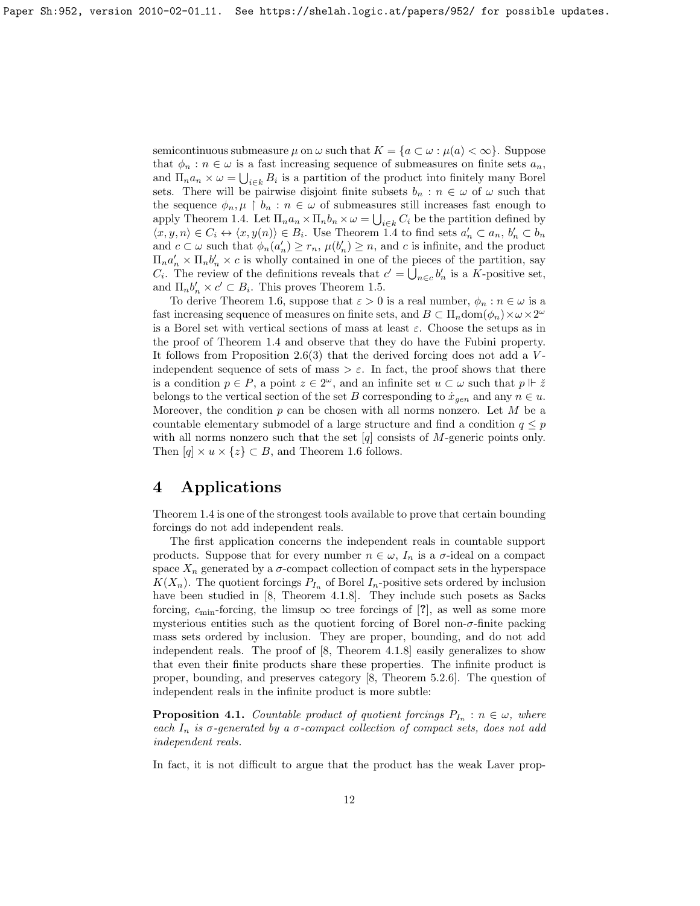semicontinuous submeasure $\mu$ on $\omega$ such that $K = \{a \subset \omega : \mu(a) < \infty\}$. Suppose that $\phi_n : n \in \omega$ is a fast increasing sequence of submeasures on finite sets $a_n$, and $\Pi_n a_n \times \omega = \bigcup_{i \in k} B_i$ is a partition of the product into finitely many Borel sets. There will be pairwise disjoint finite subsets $b_n : n \in \omega$ of $\omega$ such that the sequence $\phi_n, \mu \restriction b_n : n \in \omega$ of submeasures still increases fast enough to apply Theorem 1.4. Let $\Pi_n a_n \times \Pi_n b_n \times \omega = \bigcup_{i \in k} C_i$ be the partition defined by $\langle x, y, n \rangle \in C_i \leftrightarrow \langle x, y(n) \rangle \in B_i$. Use Theorem 1.4 to find sets $a'_n \subset a_n$, $b'_n \subset b_n$ and $c \subset \omega$ such that $\phi_n(a'_n) \geq r_n$, $\mu(b'_n) \geq n$, and $c$ is infinite, and the product $\Pi_n a'_n \times \Pi_n b'_n \times c$ is wholly contained in one of the pieces of the partition, say $C_i$. The review of the definitions reveals that $c' = \bigcup_{n \in c} b'_n$ is a $K$-positive set, and $\Pi_n b'_n \times c' \subset B_i$. This proves Theorem 1.5.

To derive Theorem 1.6, suppose that $\varepsilon > 0$ is a real number, $\phi_n : n \in \omega$ is a fast increasing sequence of measures on finite sets, and $B \subset \Pi_n \mathrm{dom}(\phi_n) \times \omega \times 2^\omega$ is a Borel set with vertical sections of mass at least $\varepsilon$. Choose the setups as in the proof of Theorem 1.4 and observe that they do have the Fubini property. It follows from Proposition 2.6(3) that the derived forcing does not add a $V$-independent sequence of sets of mass $> \varepsilon$. In fact, the proof shows that there is a condition $p \in P$, a point $z \in 2^\omega$, and an infinite set $u \subset \omega$ such that $p \Vdash \check{z}$ belongs to the vertical section of the set $B$ corresponding to $\dot{x}_{gen}$ and any $n \in u$. Moreover, the condition $p$ can be chosen with all norms nonzero. Let $M$ be a countable elementary submodel of a large structure and find a condition $q \leq p$ with all norms nonzero such that the set $[q]$ consists of $M$-generic points only. Then $[q] \times u \times \{z\} \subset B$, and Theorem 1.6 follows.

# 4 Applications

Theorem 1.4 is one of the strongest tools available to prove that certain bounding forcings do not add independent reals.

The first application concerns the independent reals in countable support products. Suppose that for every number $n \in \omega$, $I_n$ is a $\sigma$-ideal on a compact space $X_n$ generated by a $\sigma$-compact collection of compact sets in the hyperspace $K(X_n)$. The quotient forcings $P_{I_n}$ of Borel $I_n$-positive sets ordered by inclusion have been studied in [8, Theorem 4.1.8]. They include such posets as Sacks forcing, $c_{\min}$-forcing, the limsup $\infty$ tree forcings of [?], as well as some more mysterious entities such as the quotient forcing of Borel non-$\sigma$-finite packing mass sets ordered by inclusion. They are proper, bounding, and do not add independent reals. The proof of [8, Theorem 4.1.8] easily generalizes to show that even their finite products share these properties. The infinite product is proper, bounding, and preserves category [8, Theorem 5.2.6]. The question of independent reals in the infinite product is more subtle:

**Proposition 4.1.** *Countable product of quotient forcings $P_{I_n} : n \in \omega$, where each $I_n$ is $\sigma$-generated by a $\sigma$-compact collection of compact sets, does not add independent reals.*

In fact, it is not difficult to argue that the product has the weak Laver prop-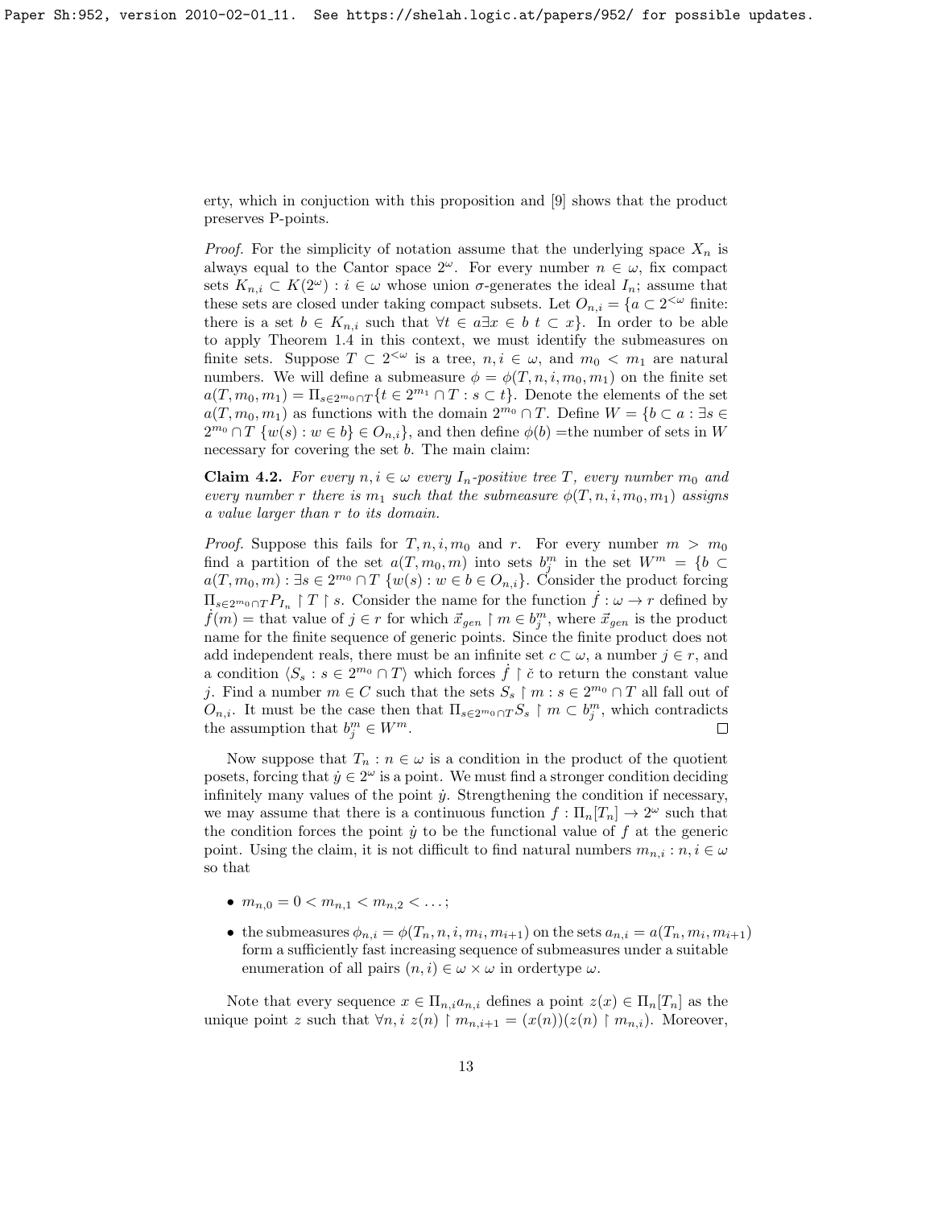erty, which in conjuction with this proposition and [9] shows that the product preserves P-points.

*Proof.* For the simplicity of notation assume that the underlying space $X_n$ is always equal to the Cantor space $2^\omega$. For every number $n \in \omega$, fix compact sets $K_{n,i} \subset K(2^\omega) : i \in \omega$ whose union $\sigma$-generates the ideal $I_n$; assume that these sets are closed under taking compact subsets. Let $O_{n,i} = \{a \subset 2^{<\omega}$ finite: there is a set $b \in K_{n,i}$ such that $\forall t \in a \exists x \in b\ t \subset x\}$. In order to be able to apply Theorem 1.4 in this context, we must identify the submeasures on finite sets. Suppose $T \subset 2^{<\omega}$ is a tree, $n, i \in \omega$, and $m_0 < m_1$ are natural numbers. We will define a submeasure $\phi = \phi(T, n, i, m_0, m_1)$ on the finite set $a(T, m_0, m_1) = \Pi_{s \in 2^{m_0} \cap T}\{t \in 2^{m_1} \cap T : s \subset t\}$. Denote the elements of the set $a(T, m_0, m_1)$ as functions with the domain $2^{m_0} \cap T$. Define $W = \{b \subset a : \exists s \in 2^{m_0} \cap T\ \{w(s) : w \in b\} \in O_{n,i}\}$, and then define $\phi(b) =$the number of sets in $W$ necessary for covering the set $b$. The main claim:

**Claim 4.2.** *For every $n, i \in \omega$ every $I_n$-positive tree $T$, every number $m_0$ and every number $r$ there is $m_1$ such that the submeasure $\phi(T, n, i, m_0, m_1)$ assigns a value larger than $r$ to its domain.*

*Proof.* Suppose this fails for $T, n, i, m_0$ and $r$. For every number $m > m_0$ find a partition of the set $a(T, m_0, m)$ into sets $b^m_j$ in the set $W^m = \{b \subset a(T, m_0, m) : \exists s \in 2^{m_0} \cap T\ \{w(s) : w \in b \in O_{n,i}\}$. Consider the product forcing $\Pi_{s \in 2^{m_0} \cap T} P_{I_n} \restriction T \restriction s$. Consider the name for the function $\dot{f} : \omega \to r$ defined by $\dot{f}(m) =$ that value of $j \in r$ for which $\vec{x}_{gen} \restriction m \in b^m_j$, where $\vec{x}_{gen}$ is the product name for the finite sequence of generic points. Since the finite product does not add independent reals, there must be an infinite set $c \subset \omega$, a number $j \in r$, and a condition $\langle S_s : s \in 2^{m_0} \cap T\rangle$ which forces $\dot{f} \restriction \check{c}$ to return the constant value $j$. Find a number $m \in C$ such that the sets $S_s \restriction m : s \in 2^{m_0} \cap T$ all fall out of $O_{n,i}$. It must be the case then that $\Pi_{s \in 2^{m_0} \cap T} S_s \restriction m \subset b^m_j$, which contradicts the assumption that $b^m_j \in W^m$. $\square$

Now suppose that $T_n : n \in \omega$ is a condition in the product of the quotient posets, forcing that $\dot{y} \in 2^\omega$ is a point. We must find a stronger condition deciding infinitely many values of the point $\dot{y}$. Strengthening the condition if necessary, we may assume that there is a continuous function $f : \Pi_n[T_n] \to 2^\omega$ such that the condition forces the point $\dot{y}$ to be the functional value of $f$ at the generic point. Using the claim, it is not difficult to find natural numbers $m_{n,i} : n, i \in \omega$ so that

- $m_{n,0} = 0 < m_{n,1} < m_{n,2} < \dots$;
- the submeasures $\phi_{n,i} = \phi(T_n, n, i, m_i, m_{i+1})$ on the sets $a_{n,i} = a(T_n, m_i, m_{i+1})$ form a sufficiently fast increasing sequence of submeasures under a suitable enumeration of all pairs $(n, i) \in \omega \times \omega$ in ordertype $\omega$.

Note that every sequence $x \in \Pi_{n,i} a_{n,i}$ defines a point $z(x) \in \Pi_n[T_n]$ as the unique point $z$ such that $\forall n, i\ z(n) \restriction m_{n,i+1} = (x(n))(z(n) \restriction m_{n,i})$. Moreover,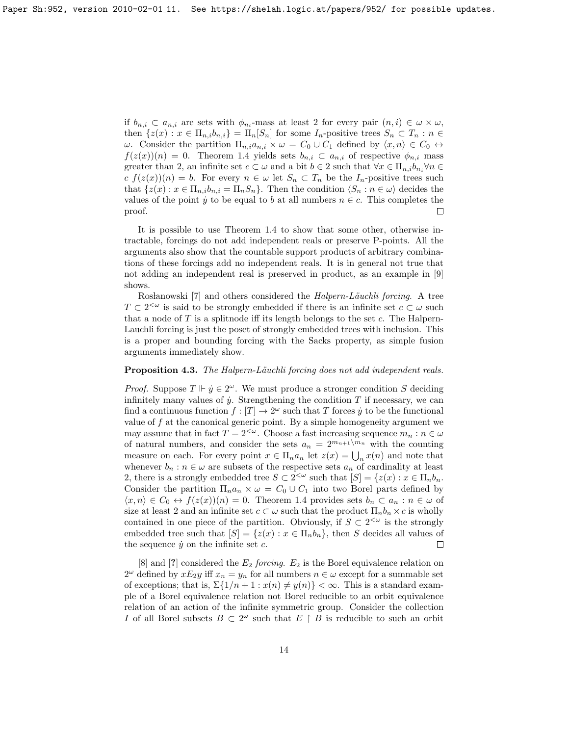if $b_{n,i} \subset a_{n,i}$ are sets with $\phi_{n_i}$-mass at least 2 for every pair $(n,i) \in \omega \times \omega$, then $\{z(x) : x \in \Pi_{n,i} b_{n,i}\} = \Pi_n [S_n]$ for some $I_n$-positive trees $S_n \subset T_n : n \in \omega$. Consider the partition $\Pi_{n,i} a_{n,i} \times \omega = C_0 \cup C_1$ defined by $\langle x, n \rangle \in C_0 \leftrightarrow f(z(x))(n) = 0$. Theorem 1.4 yields sets $b_{n,i} \subset a_{n,i}$ of respective $\phi_{n,i}$ mass greater than 2, an infinite set $c \subset \omega$ and a bit $b \in 2$ such that $\forall x \in \Pi_{n,i} b_{n_i} \forall n \in c \; f(z(x))(n) = b$. For every $n \in \omega$ let $S_n \subset T_n$ be the $I_n$-positive trees such that $\{z(x) : x \in \Pi_{n,i} b_{n,i} = \Pi_n S_n\}$. Then the condition $\langle S_n : n \in \omega \rangle$ decides the values of the point $\dot{y}$ to be equal to $b$ at all numbers $n \in c$. This completes the proof. $\square$

It is possible to use Theorem 1.4 to show that some other, otherwise intractable, forcings do not add independent reals or preserve P-points. All the arguments also show that the countable support products of arbitrary combinations of these forcings add no independent reals. It is in general not true that not adding an independent real is preserved in product, as an example in [9] shows.

Rosłanowski [7] and others considered the *Halpern-Läuchli forcing*. A tree $T \subset 2^{<\omega}$ is said to be strongly embedded if there is an infinite set $c \subset \omega$ such that a node of $T$ is a splitnode iff its length belongs to the set $c$. The Halpern-Lauchli forcing is just the poset of strongly embedded trees with inclusion. This is a proper and bounding forcing with the Sacks property, as simple fusion arguments immediately show.

**Proposition 4.3.** *The Halpern-Läuchli forcing does not add independent reals.*

*Proof.* Suppose $T \Vdash \dot{y} \in 2^\omega$. We must produce a stronger condition $S$ deciding infinitely many values of $\dot{y}$. Strengthening the condition $T$ if necessary, we can find a continuous function $f : [T] \to 2^\omega$ such that $T$ forces $\dot{y}$ to be the functional value of $f$ at the canonical generic point. By a simple homogeneity argument we may assume that in fact $T = 2^{<\omega}$. Choose a fast increasing sequence $m_n : n \in \omega$ of natural numbers, and consider the sets $a_n = 2^{m_{n+1} \setminus m_n}$ with the counting measure on each. For every point $x \in \Pi_n a_n$ let $z(x) = \bigcup_n x(n)$ and note that whenever $b_n : n \in \omega$ are subsets of the respective sets $a_n$ of cardinality at least 2, there is a strongly embedded tree $S \subset 2^{<\omega}$ such that $[S] = \{z(x) : x \in \Pi_n b_n$. Consider the partition $\Pi_n a_n \times \omega = C_0 \cup C_1$ into two Borel parts defined by $\langle x, n \rangle \in C_0 \leftrightarrow f(z(x))(n) = 0$. Theorem 1.4 provides sets $b_n \subset a_n : n \in \omega$ of size at least 2 and an infinite set $c \subset \omega$ such that the product $\Pi_n b_n \times c$ is wholly contained in one piece of the partition. Obviously, if $S \subset 2^{<\omega}$ is the strongly embedded tree such that $[S] = \{z(x) : x \in \Pi_n b_n\}$, then $S$ decides all values of the sequence $\dot{y}$ on the infinite set $c$. $\square$

[8] and [**?**] considered the $E_2$ *forcing*. $E_2$ is the Borel equivalence relation on $2^\omega$ defined by $x E_2 y$ iff $x_n = y_n$ for all numbers $n \in \omega$ except for a summable set of exceptions; that is, $\Sigma\{1/n+1 : x(n) \neq y(n)\} < \infty$. This is a standard example of a Borel equivalence relation not Borel reducible to an orbit equivalence relation of an action of the infinite symmetric group. Consider the collection $I$ of all Borel subsets $B \subset 2^\omega$ such that $E \restriction B$ is reducible to such an orbit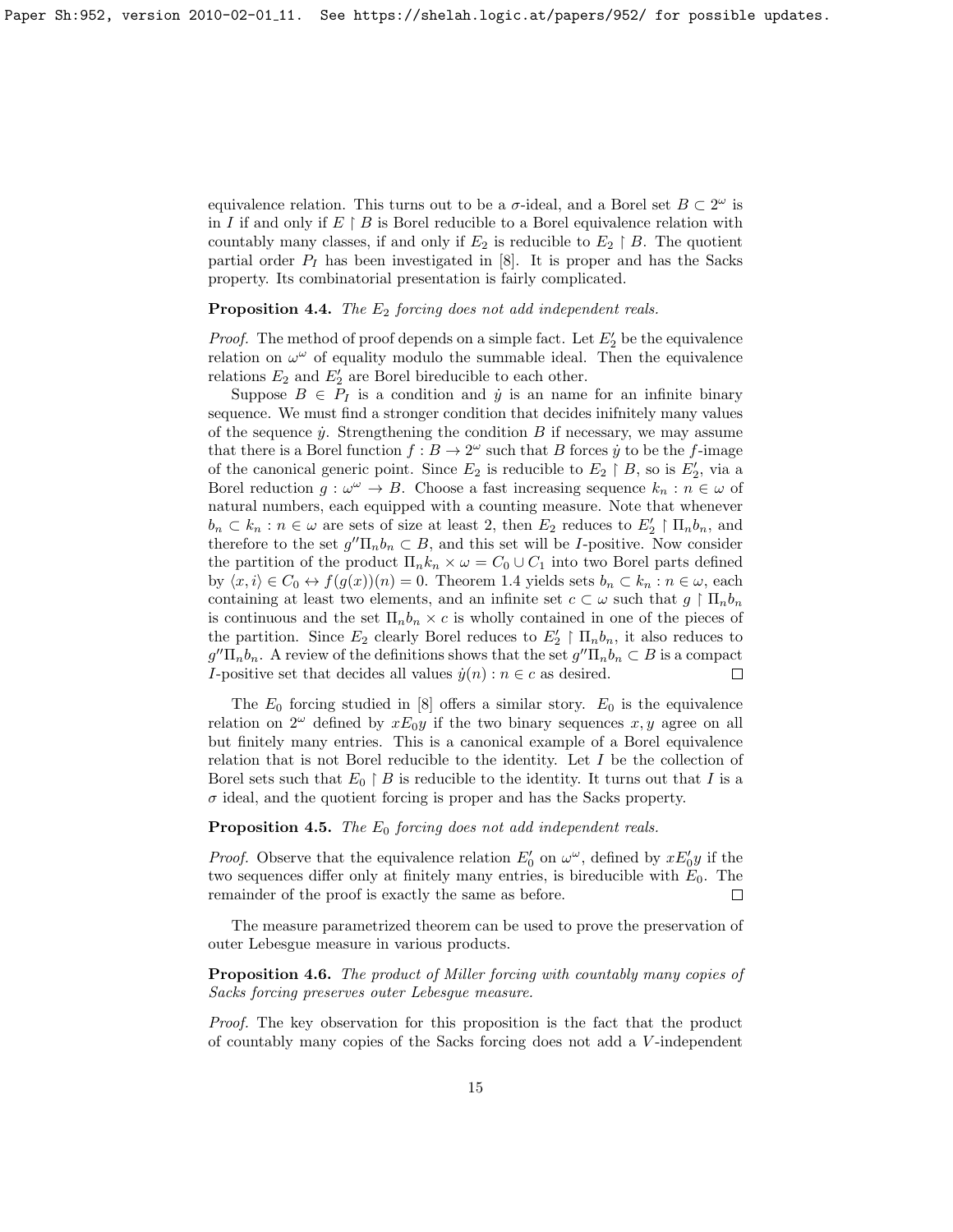equivalence relation. This turns out to be a $\sigma$-ideal, and a Borel set $B \subset 2^\omega$ is in $I$ if and only if $E \restriction B$ is Borel reducible to a Borel equivalence relation with countably many classes, if and only if $E_2$ is reducible to $E_2 \restriction B$. The quotient partial order $P_I$ has been investigated in [8]. It is proper and has the Sacks property. Its combinatorial presentation is fairly complicated.

**Proposition 4.4.** *The $E_2$ forcing does not add independent reals.*

*Proof.* The method of proof depends on a simple fact. Let $E_2'$ be the equivalence relation on $\omega^\omega$ of equality modulo the summable ideal. Then the equivalence relations $E_2$ and $E_2'$ are Borel bireducible to each other.

Suppose $B \in P_I$ is a condition and $\dot{y}$ is an name for an infinite binary sequence. We must find a stronger condition that decides inifnitely many values of the sequence $\dot{y}$. Strengthening the condition $B$ if necessary, we may assume that there is a Borel function $f : B \to 2^\omega$ such that $B$ forces $\dot{y}$ to be the $f$-image of the canonical generic point. Since $E_2$ is reducible to $E_2 \restriction B$, so is $E_2'$, via a Borel reduction $g : \omega^\omega \to B$. Choose a fast increasing sequence $k_n : n \in \omega$ of natural numbers, each equipped with a counting measure. Note that whenever $b_n \subset k_n : n \in \omega$ are sets of size at least 2, then $E_2$ reduces to $E_2' \restriction \Pi_n b_n$, and therefore to the set $g'' \Pi_n b_n \subset B$, and this set will be $I$-positive. Now consider the partition of the product $\Pi_n k_n \times \omega = C_0 \cup C_1$ into two Borel parts defined by $\langle x, i \rangle \in C_0 \leftrightarrow f(g(x))(n) = 0$. Theorem 1.4 yields sets $b_n \subset k_n : n \in \omega$, each containing at least two elements, and an infinite set $c \subset \omega$ such that $g \restriction \Pi_n b_n$ is continuous and the set $\Pi_n b_n \times c$ is wholly contained in one of the pieces of the partition. Since $E_2$ clearly Borel reduces to $E_2' \restriction \Pi_n b_n$, it also reduces to $g'' \Pi_n b_n$. A review of the definitions shows that the set $g'' \Pi_n b_n \subset B$ is a compact $I$-positive set that decides all values $\dot{y}(n) : n \in c$ as desired. $\square$

The $E_0$ forcing studied in [8] offers a similar story. $E_0$ is the equivalence relation on $2^\omega$ defined by $x E_0 y$ if the two binary sequences $x, y$ agree on all but finitely many entries. This is a canonical example of a Borel equivalence relation that is not Borel reducible to the identity. Let $I$ be the collection of Borel sets such that $E_0 \restriction B$ is reducible to the identity. It turns out that $I$ is a $\sigma$ ideal, and the quotient forcing is proper and has the Sacks property.

**Proposition 4.5.** *The $E_0$ forcing does not add independent reals.*

*Proof.* Observe that the equivalence relation $E_0'$ on $\omega^\omega$, defined by $x E_0' y$ if the two sequences differ only at finitely many entries, is bireducible with $E_0$. The remainder of the proof is exactly the same as before. $\square$

The measure parametrized theorem can be used to prove the preservation of outer Lebesgue measure in various products.

**Proposition 4.6.** *The product of Miller forcing with countably many copies of Sacks forcing preserves outer Lebesgue measure.*

*Proof.* The key observation for this proposition is the fact that the product of countably many copies of the Sacks forcing does not add a $V$-independent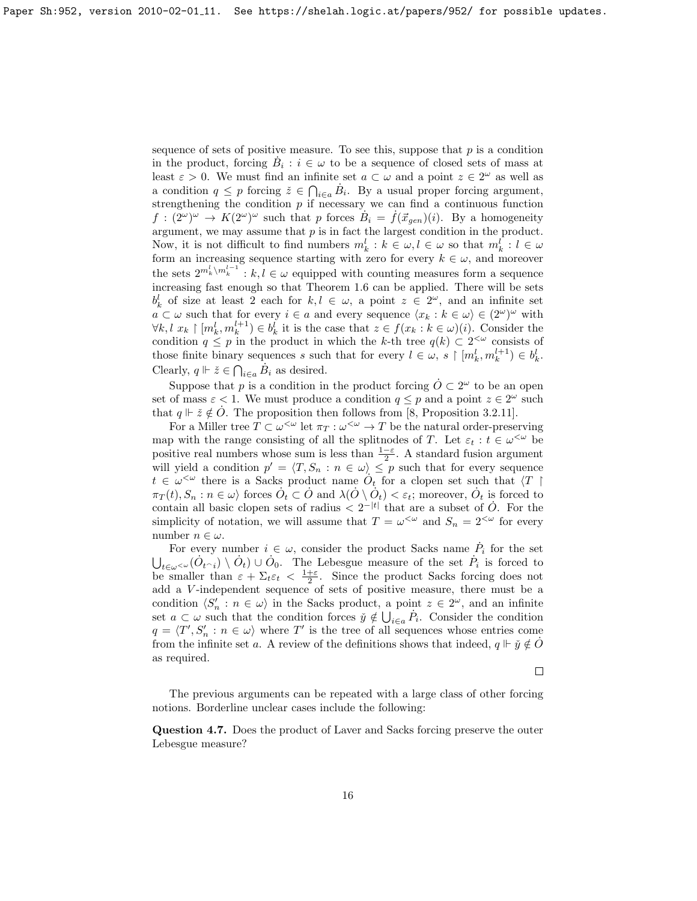sequence of sets of positive measure. To see this, suppose that $p$ is a condition in the product, forcing $\dot{B}_i : i \in \omega$ to be a sequence of closed sets of mass at least $\varepsilon > 0$. We must find an infinite set $a \subset \omega$ and a point $z \in 2^\omega$ as well as a condition $q \leq p$ forcing $\check{z} \in \bigcap_{i \in a} \dot{B}_i$. By a usual proper forcing argument, strengthening the condition $p$ if necessary we can find a continuous function $f : (2^\omega)^\omega \to K(2^\omega)^\omega$ such that $p$ forces $\dot{B}_i = \dot{f}(\vec{x}_{gen})(i)$. By a homogeneity argument, we may assume that $p$ is in fact the largest condition in the product. Now, it is not difficult to find numbers $m_k^l : k \in \omega, l \in \omega$ so that $m_k^l : l \in \omega$ form an increasing sequence starting with zero for every $k \in \omega$, and moreover the sets $2^{m_k^l \setminus m_k^{l-1}} : k, l \in \omega$ equipped with counting measures form a sequence increasing fast enough so that Theorem 1.6 can be applied. There will be sets $b_k^l$ of size at least 2 each for $k, l \in \omega$, a point $z \in 2^\omega$, and an infinite set $a \subset \omega$ such that for every $i \in a$ and every sequence $\langle x_k : k \in \omega \rangle \in (2^\omega)^\omega$ with $\forall k, l \; x_k \restriction [m_k^l, m_k^{l+1}) \in b_k^l$ it is the case that $z \in f(x_k : k \in \omega)(i)$. Consider the condition $q \leq p$ in the product in which the $k$-th tree $q(k) \subset 2^{<\omega}$ consists of those finite binary sequences $s$ such that for every $l \in \omega$, $s \restriction [m_k^l, m_k^{l+1}) \in b_k^l$. Clearly, $q \Vdash \check{z} \in \bigcap_{i \in a} \dot{B}_i$ as desired.

Suppose that $p$ is a condition in the product forcing $\dot{O} \subset 2^\omega$ to be an open set of mass $\varepsilon < 1$. We must produce a condition $q \leq p$ and a point $z \in 2^\omega$ such that $q \Vdash \check{z} \notin \dot{O}$. The proposition then follows from [8, Proposition 3.2.11].

For a Miller tree $T \subset \omega^{<\omega}$ let $\pi_T : \omega^{<\omega} \to T$ be the natural order-preserving map with the range consisting of all the splitnodes of $T$. Let $\varepsilon_t : t \in \omega^{<\omega}$ be positive real numbers whose sum is less than $\frac{1-\varepsilon}{2}$. A standard fusion argument will yield a condition $p' = \langle T, S_n : n \in \omega \rangle \leq p$ such that for every sequence $t \in \omega^{<\omega}$ there is a Sacks product name $\dot{O}_t$ for a clopen set such that $\langle T \restriction \pi_T(t), S_n : n \in \omega \rangle$ forces $\dot{O}_t \subset \dot{O}$ and $\lambda(\dot{O} \setminus \dot{O}_t) < \varepsilon_t$; moreover, $\dot{O}_t$ is forced to contain all basic clopen sets of radius $< 2^{-|t|}$ that are a subset of $\dot{O}$. For the simplicity of notation, we will assume that $T = \omega^{<\omega}$ and $S_n = 2^{<\omega}$ for every number $n \in \omega$.

For every number $i \in \omega$, consider the product Sacks name $\dot{P}_i$ for the set $\bigcup_{t \in \omega^{<\omega}} (\dot{O}_{t^\frown i}) \setminus \dot{O}_t) \cup \dot{O}_0$. The Lebesgue measure of the set $\dot{P}_i$ is forced to be smaller than $\varepsilon + \Sigma_t \varepsilon_t < \frac{1+\varepsilon}{2}$. Since the product Sacks forcing does not add a $V$-independent sequence of sets of positive measure, there must be a condition $\langle S_n' : n \in \omega \rangle$ in the Sacks product, a point $z \in 2^\omega$, and an infinite set $a \subset \omega$ such that the condition forces $\check{y} \notin \bigcup_{i \in a} \dot{P}_i$. Consider the condition $q = \langle T', S_n' : n \in \omega \rangle$ where $T'$ is the tree of all sequences whose entries come from the infinite set $a$. A review of the definitions shows that indeed, $q \Vdash \check{y} \notin \dot{O}$ as required.

□

The previous arguments can be repeated with a large class of other forcing notions. Borderline unclear cases include the following:

**Question 4.7.** Does the product of Laver and Sacks forcing preserve the outer Lebesgue measure?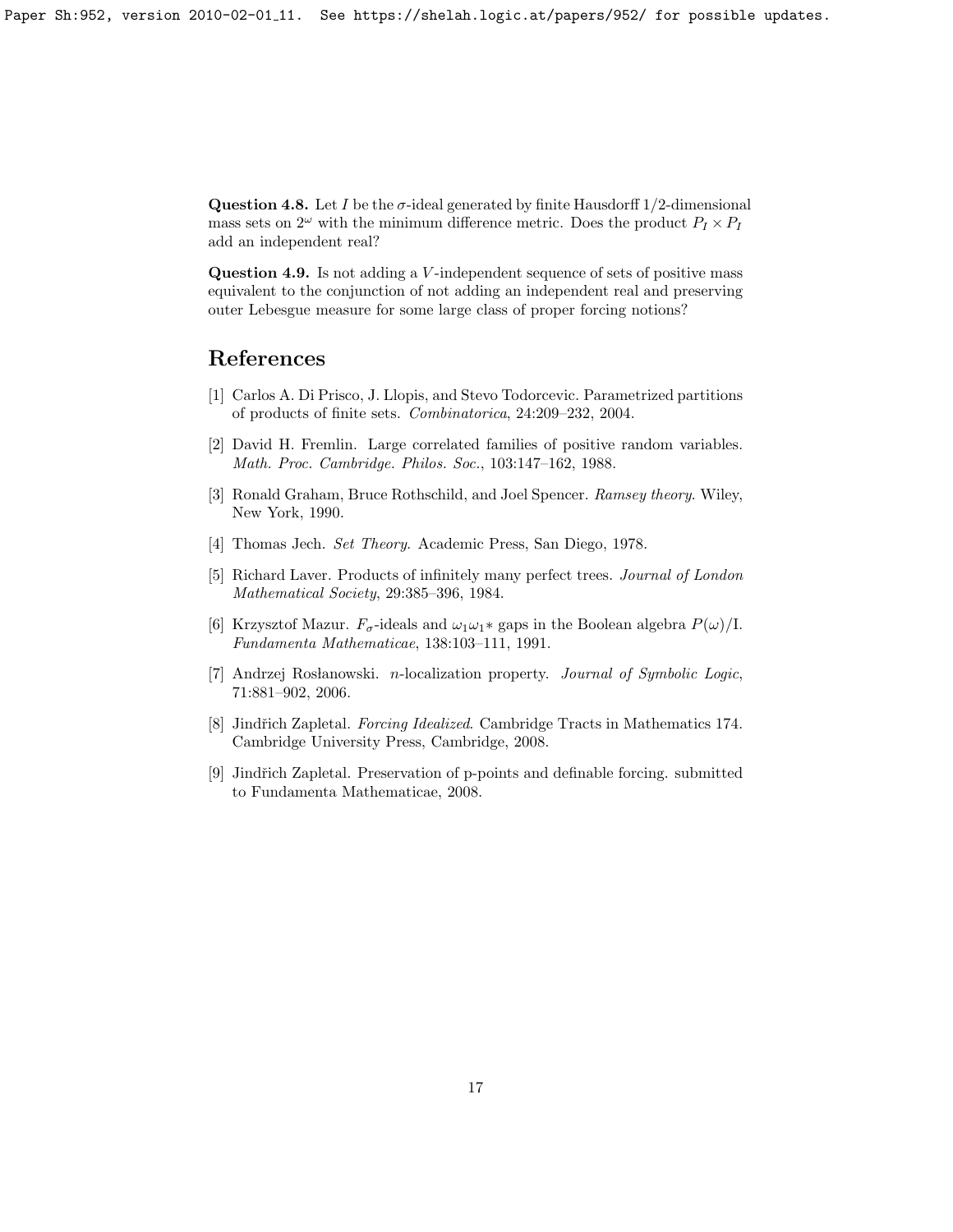**Question 4.8.** Let $I$ be the $\sigma$-ideal generated by finite Hausdorff 1/2-dimensional mass sets on $2^\omega$ with the minimum difference metric. Does the product $P_I \times P_I$ add an independent real?

**Question 4.9.** Is not adding a $V$-independent sequence of sets of positive mass equivalent to the conjunction of not adding an independent real and preserving outer Lebesgue measure for some large class of proper forcing notions?

## References

[1] Carlos A. Di Prisco, J. Llopis, and Stevo Todorcevic. Parametrized partitions of products of finite sets. *Combinatorica*, 24:209–232, 2004.

[2] David H. Fremlin. Large correlated families of positive random variables. *Math. Proc. Cambridge. Philos. Soc.*, 103:147–162, 1988.

[3] Ronald Graham, Bruce Rothschild, and Joel Spencer. *Ramsey theory*. Wiley, New York, 1990.

[4] Thomas Jech. *Set Theory.* Academic Press, San Diego, 1978.

[5] Richard Laver. Products of infinitely many perfect trees. *Journal of London Mathematical Society*, 29:385–396, 1984.

[6] Krzysztof Mazur. $F_\sigma$-ideals and $\omega_1\omega_1*$ gaps in the Boolean algebra $P(\omega)$/I. *Fundamenta Mathematicae*, 138:103–111, 1991.

[7] Andrzej Rosłanowski. $n$-localization property. *Journal of Symbolic Logic*, 71:881–902, 2006.

[8] Jindřich Zapletal. *Forcing Idealized*. Cambridge Tracts in Mathematics 174. Cambridge University Press, Cambridge, 2008.

[9] Jindřich Zapletal. Preservation of p-points and definable forcing. submitted to Fundamenta Mathematicae, 2008.